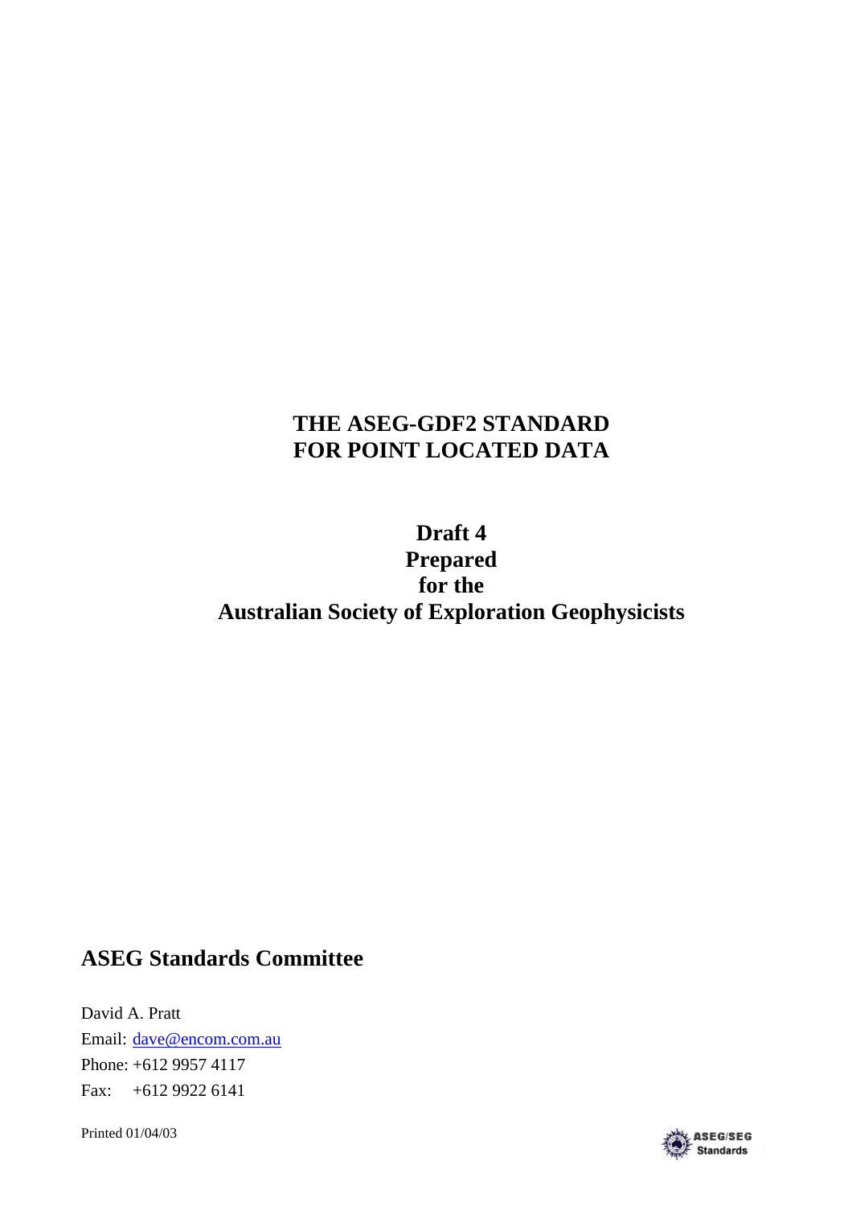# THE ASEG-GDF2 STANDARD FOR POINT LOCATED DATA

## Draft 4
## Prepared
## for the
## Australian Society of Exploration Geophysicists

## ASEG Standards Committee

David A. Pratt
Email: dave@encom.com.au
Phone: +612 9957 4117
Fax: +612 9922 6141

Printed 01/04/03

ASEG/SEG Standards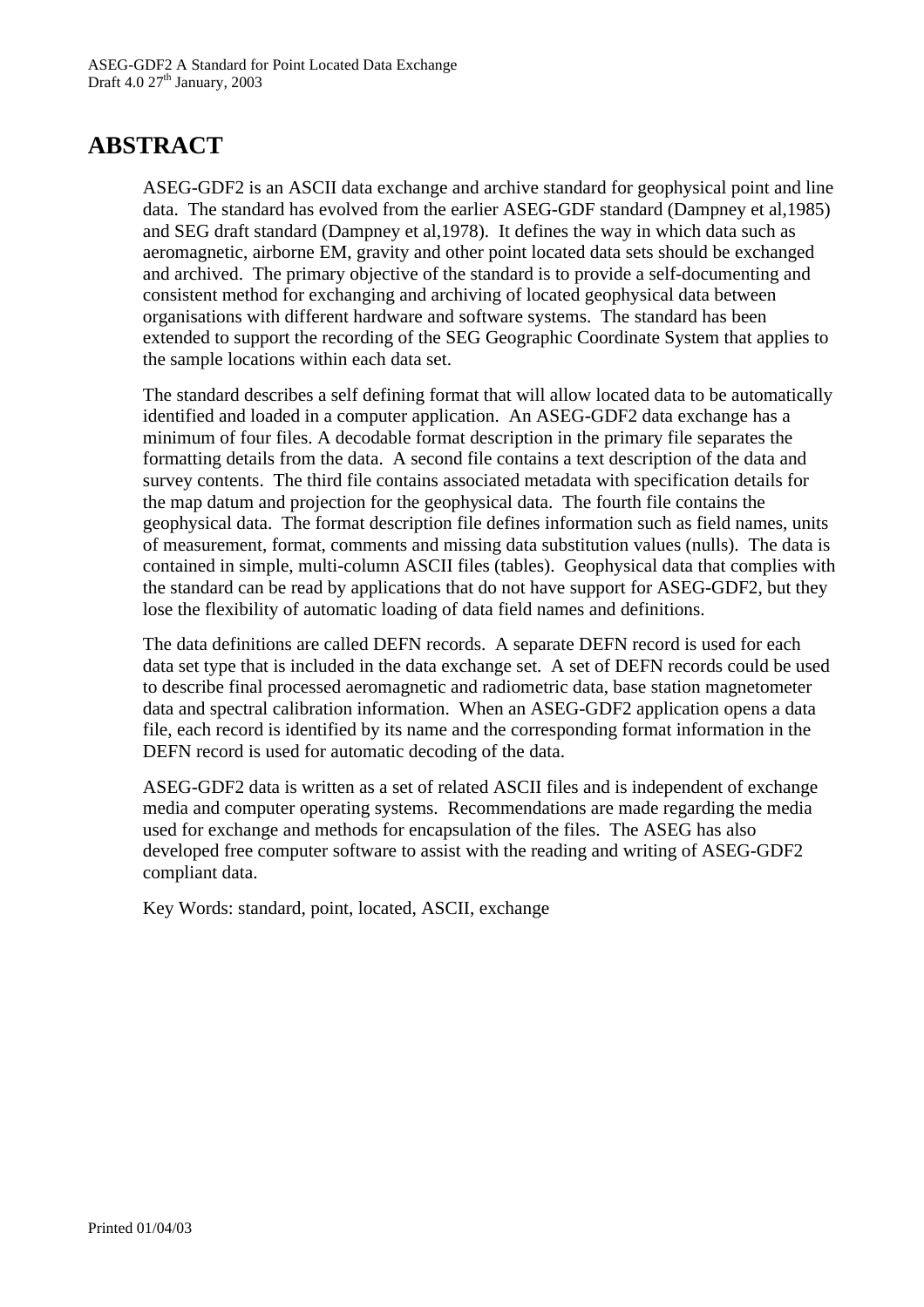# ABSTRACT

ASEG-GDF2 is an ASCII data exchange and archive standard for geophysical point and line data. The standard has evolved from the earlier ASEG-GDF standard (Dampney et al,1985) and SEG draft standard (Dampney et al,1978). It defines the way in which data such as aeromagnetic, airborne EM, gravity and other point located data sets should be exchanged and archived. The primary objective of the standard is to provide a self-documenting and consistent method for exchanging and archiving of located geophysical data between organisations with different hardware and software systems. The standard has been extended to support the recording of the SEG Geographic Coordinate System that applies to the sample locations within each data set.

The standard describes a self defining format that will allow located data to be automatically identified and loaded in a computer application. An ASEG-GDF2 data exchange has a minimum of four files. A decodable format description in the primary file separates the formatting details from the data. A second file contains a text description of the data and survey contents. The third file contains associated metadata with specification details for the map datum and projection for the geophysical data. The fourth file contains the geophysical data. The format description file defines information such as field names, units of measurement, format, comments and missing data substitution values (nulls). The data is contained in simple, multi-column ASCII files (tables). Geophysical data that complies with the standard can be read by applications that do not have support for ASEG-GDF2, but they lose the flexibility of automatic loading of data field names and definitions.

The data definitions are called DEFN records. A separate DEFN record is used for each data set type that is included in the data exchange set. A set of DEFN records could be used to describe final processed aeromagnetic and radiometric data, base station magnetometer data and spectral calibration information. When an ASEG-GDF2 application opens a data file, each record is identified by its name and the corresponding format information in the DEFN record is used for automatic decoding of the data.

ASEG-GDF2 data is written as a set of related ASCII files and is independent of exchange media and computer operating systems. Recommendations are made regarding the media used for exchange and methods for encapsulation of the files. The ASEG has also developed free computer software to assist with the reading and writing of ASEG-GDF2 compliant data.

Key Words: standard, point, located, ASCII, exchange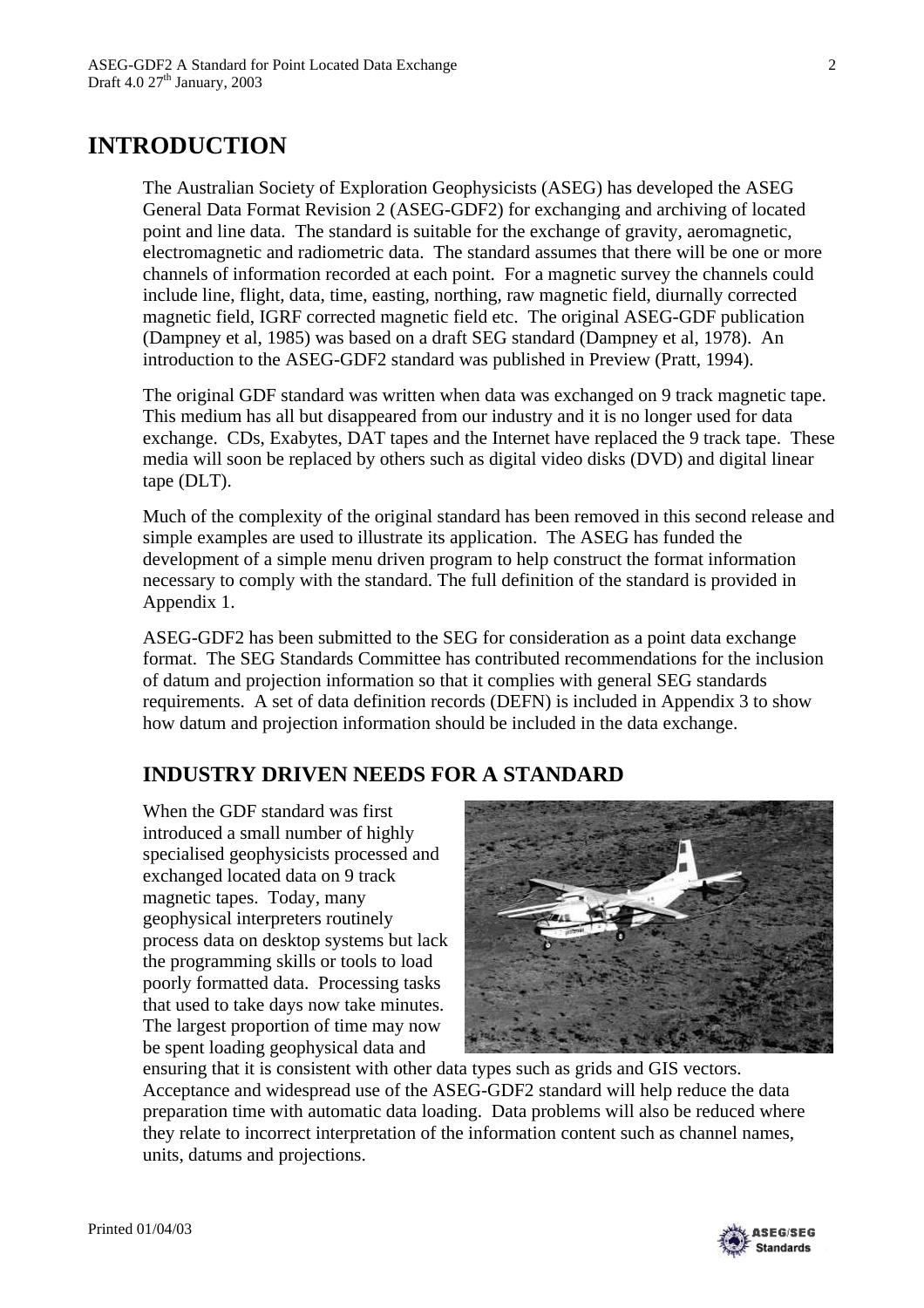# INTRODUCTION

The Australian Society of Exploration Geophysicists (ASEG) has developed the ASEG General Data Format Revision 2 (ASEG-GDF2) for exchanging and archiving of located point and line data. The standard is suitable for the exchange of gravity, aeromagnetic, electromagnetic and radiometric data. The standard assumes that there will be one or more channels of information recorded at each point. For a magnetic survey the channels could include line, flight, data, time, easting, northing, raw magnetic field, diurnally corrected magnetic field, IGRF corrected magnetic field etc. The original ASEG-GDF publication (Dampney et al, 1985) was based on a draft SEG standard (Dampney et al, 1978). An introduction to the ASEG-GDF2 standard was published in Preview (Pratt, 1994).

The original GDF standard was written when data was exchanged on 9 track magnetic tape. This medium has all but disappeared from our industry and it is no longer used for data exchange. CDs, Exabytes, DAT tapes and the Internet have replaced the 9 track tape. These media will soon be replaced by others such as digital video disks (DVD) and digital linear tape (DLT).

Much of the complexity of the original standard has been removed in this second release and simple examples are used to illustrate its application. The ASEG has funded the development of a simple menu driven program to help construct the format information necessary to comply with the standard. The full definition of the standard is provided in Appendix 1.

ASEG-GDF2 has been submitted to the SEG for consideration as a point data exchange format. The SEG Standards Committee has contributed recommendations for the inclusion of datum and projection information so that it complies with general SEG standards requirements. A set of data definition records (DEFN) is included in Appendix 3 to show how datum and projection information should be included in the data exchange.

## INDUSTRY DRIVEN NEEDS FOR A STANDARD

When the GDF standard was first introduced a small number of highly specialised geophysicists processed and exchanged located data on 9 track magnetic tapes. Today, many geophysical interpreters routinely process data on desktop systems but lack the programming skills or tools to load poorly formatted data. Processing tasks that used to take days now take minutes. The largest proportion of time may now be spent loading geophysical data and ensuring that it is consistent with other data types such as grids and GIS vectors. Acceptance and widespread use of the ASEG-GDF2 standard will help reduce the data preparation time with automatic data loading. Data problems will also be reduced where they relate to incorrect interpretation of the information content such as channel names, units, datums and projections.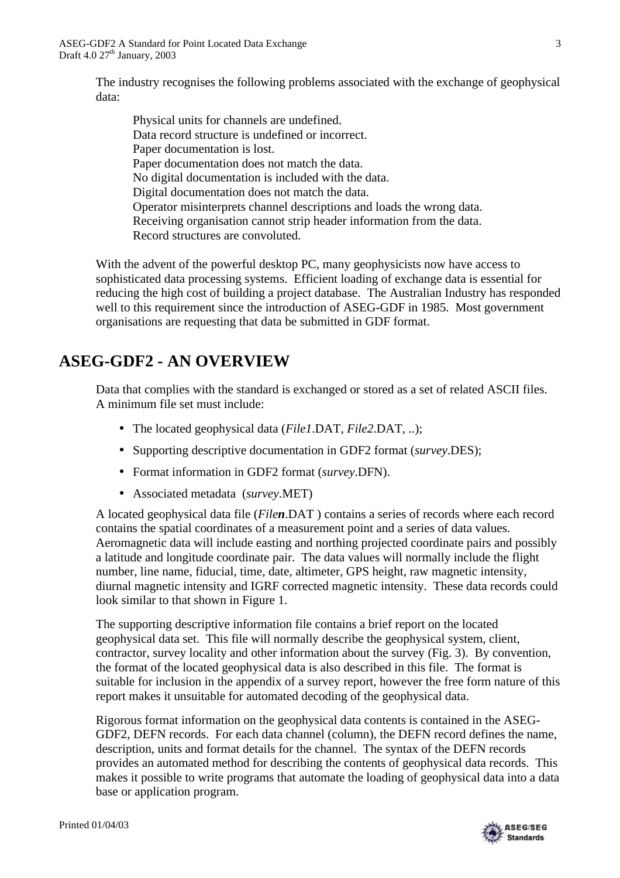The industry recognises the following problems associated with the exchange of geophysical data:

Physical units for channels are undefined.
Data record structure is undefined or incorrect.
Paper documentation is lost.
Paper documentation does not match the data.
No digital documentation is included with the data.
Digital documentation does not match the data.
Operator misinterprets channel descriptions and loads the wrong data.
Receiving organisation cannot strip header information from the data.
Record structures are convoluted.

With the advent of the powerful desktop PC, many geophysicists now have access to sophisticated data processing systems. Efficient loading of exchange data is essential for reducing the high cost of building a project database. The Australian Industry has responded well to this requirement since the introduction of ASEG-GDF in 1985. Most government organisations are requesting that data be submitted in GDF format.

# ASEG-GDF2 - AN OVERVIEW

Data that complies with the standard is exchanged or stored as a set of related ASCII files. A minimum file set must include:

- The located geophysical data (*File1*.DAT, *File2*.DAT, ..);
- Supporting descriptive documentation in GDF2 format (*survey*.DES);
- Format information in GDF2 format (*survey*.DFN).
- Associated metadata (*survey*.MET)

A located geophysical data file (*File**n***.DAT ) contains a series of records where each record contains the spatial coordinates of a measurement point and a series of data values. Aeromagnetic data will include easting and northing projected coordinate pairs and possibly a latitude and longitude coordinate pair. The data values will normally include the flight number, line name, fiducial, time, date, altimeter, GPS height, raw magnetic intensity, diurnal magnetic intensity and IGRF corrected magnetic intensity. These data records could look similar to that shown in Figure 1.

The supporting descriptive information file contains a brief report on the located geophysical data set. This file will normally describe the geophysical system, client, contractor, survey locality and other information about the survey (Fig. 3). By convention, the format of the located geophysical data is also described in this file. The format is suitable for inclusion in the appendix of a survey report, however the free form nature of this report makes it unsuitable for automated decoding of the geophysical data.

Rigorous format information on the geophysical data contents is contained in the ASEG-GDF2, DEFN records. For each data channel (column), the DEFN record defines the name, description, units and format details for the channel. The syntax of the DEFN records provides an automated method for describing the contents of geophysical data records. This makes it possible to write programs that automate the loading of geophysical data into a data base or application program.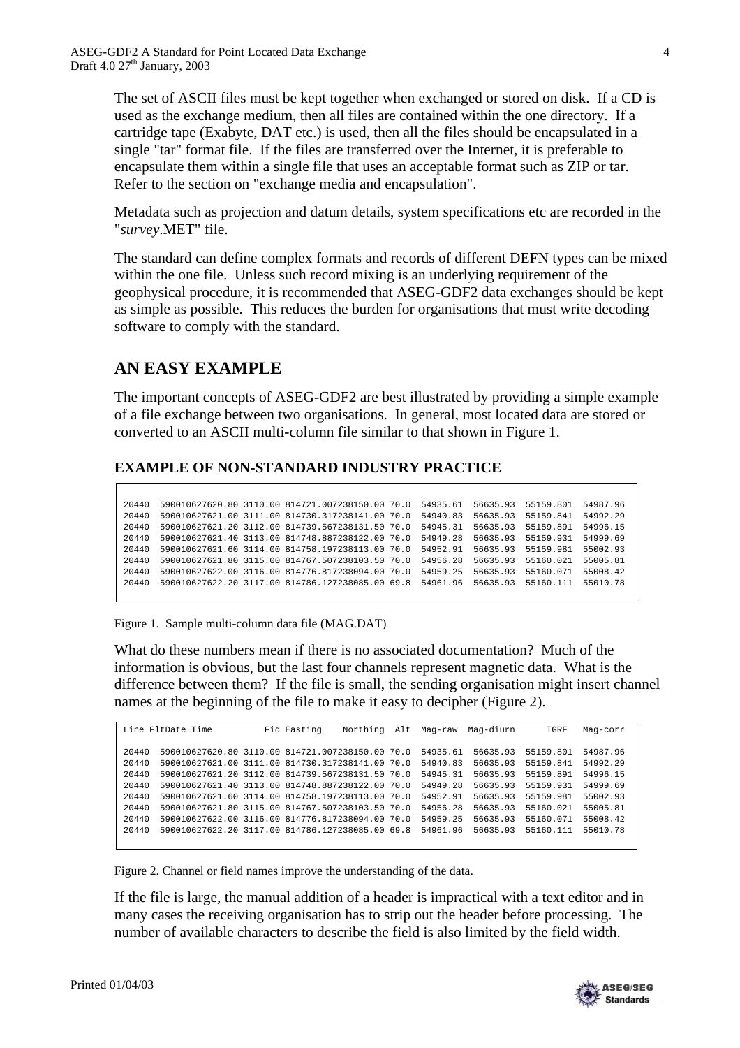The set of ASCII files must be kept together when exchanged or stored on disk. If a CD is used as the exchange medium, then all files are contained within the one directory. If a cartridge tape (Exabyte, DAT etc.) is used, then all the files should be encapsulated in a single "tar" format file. If the files are transferred over the Internet, it is preferable to encapsulate them within a single file that uses an acceptable format such as ZIP or tar. Refer to the section on "exchange media and encapsulation".

Metadata such as projection and datum details, system specifications etc are recorded in the "*survey*.MET" file.

The standard can define complex formats and records of different DEFN types can be mixed within the one file. Unless such record mixing is an underlying requirement of the geophysical procedure, it is recommended that ASEG-GDF2 data exchanges should be kept as simple as possible. This reduces the burden for organisations that must write decoding software to comply with the standard.

## AN EASY EXAMPLE

The important concepts of ASEG-GDF2 are best illustrated by providing a simple example of a file exchange between two organisations. In general, most located data are stored or converted to an ASCII multi-column file similar to that shown in Figure 1.

### EXAMPLE OF NON-STANDARD INDUSTRY PRACTICE

```
20440  590010627620.80 3110.00 814721.007238150.00 70.0  54935.61  56635.93  55159.801  54987.96
20440  590010627621.00 3111.00 814730.317238141.00 70.0  54940.83  56635.93  55159.841  54992.29
20440  590010627621.20 3112.00 814739.567238131.50 70.0  54945.31  56635.93  55159.891  54996.15
20440  590010627621.40 3113.00 814748.887238122.00 70.0  54949.28  56635.93  55159.931  54999.69
20440  590010627621.60 3114.00 814758.197238113.00 70.0  54952.91  56635.93  55159.981  55002.93
20440  590010627621.80 3115.00 814767.507238103.50 70.0  54956.28  56635.93  55160.021  55005.81
20440  590010627622.00 3116.00 814776.817238094.00 70.0  54959.25  56635.93  55160.071  55008.42
20440  590010627622.20 3117.00 814786.127238085.00 69.8  54961.96  56635.93  55160.111  55010.78
```

Figure 1. Sample multi-column data file (MAG.DAT)

What do these numbers mean if there is no associated documentation? Much of the information is obvious, but the last four channels represent magnetic data. What is the difference between them? If the file is small, the sending organisation might insert channel names at the beginning of the file to make it easy to decipher (Figure 2).

```
Line FltDate Time          Fid Easting     Northing  Alt  Mag-raw  Mag-diurn      IGRF   Mag-corr

20440  590010627620.80 3110.00 814721.007238150.00 70.0  54935.61  56635.93  55159.801  54987.96
20440  590010627621.00 3111.00 814730.317238141.00 70.0  54940.83  56635.93  55159.841  54992.29
20440  590010627621.20 3112.00 814739.567238131.50 70.0  54945.31  56635.93  55159.891  54996.15
20440  590010627621.40 3113.00 814748.887238122.00 70.0  54949.28  56635.93  55159.931  54999.69
20440  590010627621.60 3114.00 814758.197238113.00 70.0  54952.91  56635.93  55159.981  55002.93
20440  590010627621.80 3115.00 814767.507238103.50 70.0  54956.28  56635.93  55160.021  55005.81
20440  590010627622.00 3116.00 814776.817238094.00 70.0  54959.25  56635.93  55160.071  55008.42
20440  590010627622.20 3117.00 814786.127238085.00 69.8  54961.96  56635.93  55160.111  55010.78
```

Figure 2. Channel or field names improve the understanding of the data.

If the file is large, the manual addition of a header is impractical with a text editor and in many cases the receiving organisation has to strip out the header before processing. The number of available characters to describe the field is also limited by the field width.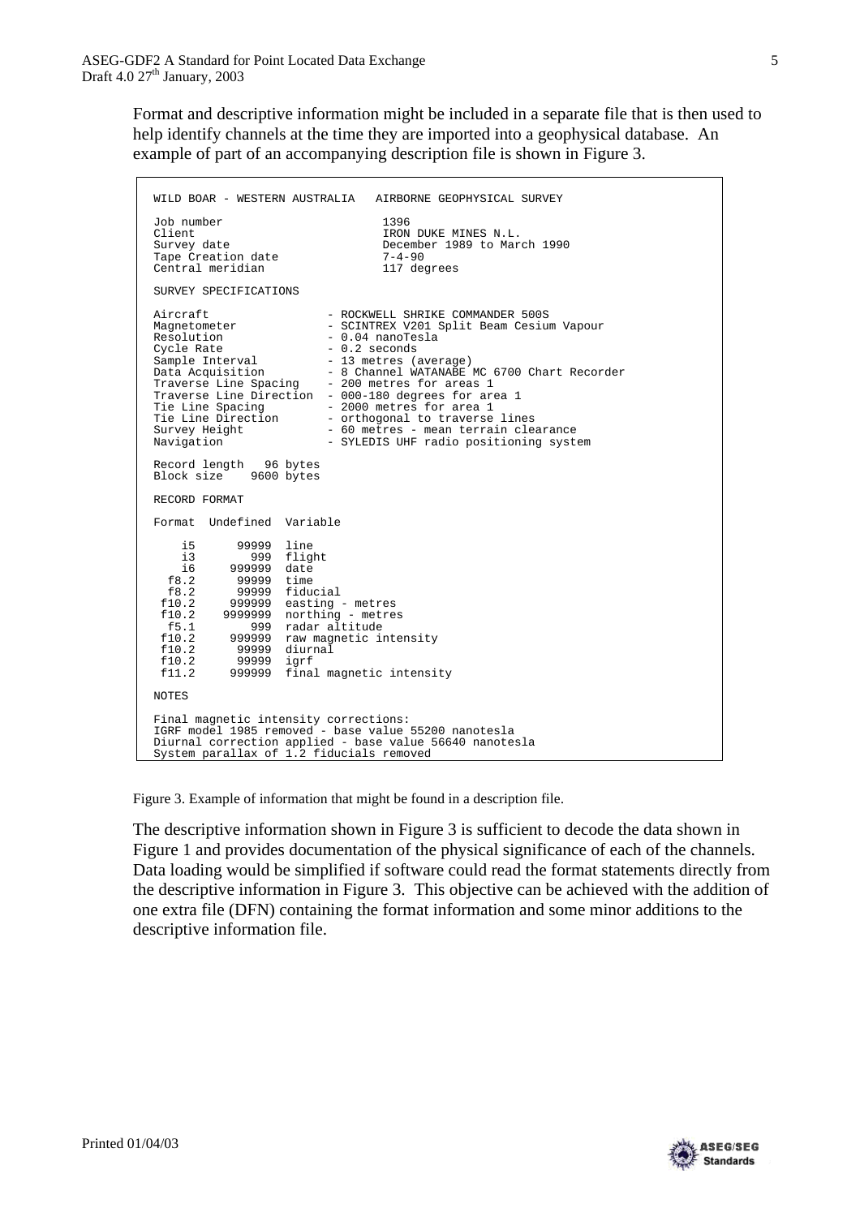Format and descriptive information might be included in a separate file that is then used to help identify channels at the time they are imported into a geophysical database. An example of part of an accompanying description file is shown in Figure 3.

```
WILD BOAR - WESTERN AUSTRALIA   AIRBORNE GEOPHYSICAL SURVEY

Job number                        1396
Client                            IRON DUKE MINES N.L.
Survey date                       December 1989 to March 1990
Tape Creation date                7-4-90
Central meridian                  117 degrees

SURVEY SPECIFICATIONS

Aircraft                 - ROCKWELL SHRIKE COMMANDER 500S
Magnetometer             - SCINTREX V201 Split Beam Cesium Vapour
Resolution               - 0.04 nanoTesla
Cycle Rate               - 0.2 seconds
Sample Interval          - 13 metres (average)
Data Acquisition         - 8 Channel WATANABE MC 6700 Chart Recorder
Traverse Line Spacing    - 200 metres for areas 1
Traverse Line Direction  - 000-180 degrees for area 1
Tie Line Spacing         - 2000 metres for area 1
Tie Line Direction       - orthogonal to traverse lines
Survey Height            - 60 metres - mean terrain clearance
Navigation               - SYLEDIS UHF radio positioning system

Record length   96 bytes
Block size    9600 bytes

RECORD FORMAT

Format  Undefined  Variable

    i5      99999  line
    i3        999  flight
    i6     999999  date
  f8.2      99999  time
  f8.2      99999  fiducial
 f10.2     999999  easting - metres
 f10.2    9999999  northing - metres
  f5.1        999  radar altitude
 f10.2     999999  raw magnetic intensity
 f10.2      99999  diurnal
 f10.2      99999  igrf
 f11.2     999999  final magnetic intensity

NOTES

Final magnetic intensity corrections:
IGRF model 1985 removed - base value 55200 nanotesla
Diurnal correction applied - base value 56640 nanotesla
System parallax of 1.2 fiducials removed
```

Figure 3. Example of information that might be found in a description file.

The descriptive information shown in Figure 3 is sufficient to decode the data shown in Figure 1 and provides documentation of the physical significance of each of the channels. Data loading would be simplified if software could read the format statements directly from the descriptive information in Figure 3. This objective can be achieved with the addition of one extra file (DFN) containing the format information and some minor additions to the descriptive information file.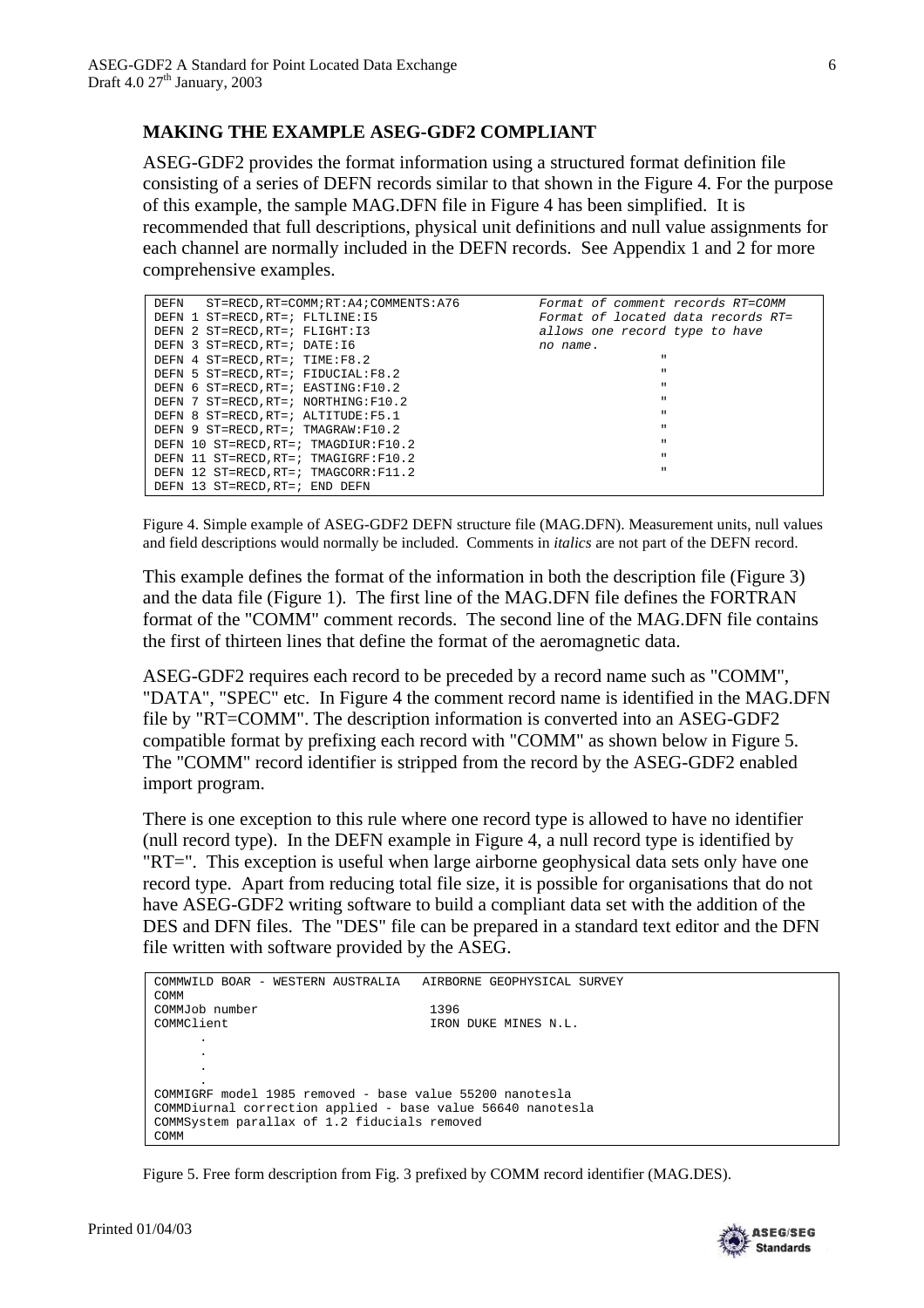## MAKING THE EXAMPLE ASEG-GDF2 COMPLIANT

ASEG-GDF2 provides the format information using a structured format definition file consisting of a series of DEFN records similar to that shown in the Figure 4. For the purpose of this example, the sample MAG.DFN file in Figure 4 has been simplified. It is recommended that full descriptions, physical unit definitions and null value assignments for each channel are normally included in the DEFN records. See Appendix 1 and 2 for more comprehensive examples.

```
DEFN   ST=RECD,RT=COMM;RT:A4;COMMENTS:A76          Format of comment records RT=COMM
DEFN 1 ST=RECD,RT=; FLTLINE:I5                     Format of located data records RT=
DEFN 2 ST=RECD,RT=; FLIGHT:I3                      allows one record type to have
DEFN 3 ST=RECD,RT=; DATE:I6                        no name.
DEFN 4 ST=RECD,RT=; TIME:F8.2                                    "
DEFN 5 ST=RECD,RT=; FIDUCIAL:F8.2                                "
DEFN 6 ST=RECD,RT=; EASTING:F10.2                                "
DEFN 7 ST=RECD,RT=; NORTHING:F10.2                               "
DEFN 8 ST=RECD,RT=; ALTITUDE:F5.1                                "
DEFN 9 ST=RECD,RT=; TMAGRAW:F10.2                                "
DEFN 10 ST=RECD,RT=; TMAGDIUR:F10.2                              "
DEFN 11 ST=RECD,RT=; TMAGIGRF:F10.2                              "
DEFN 12 ST=RECD,RT=; TMAGCORR:F11.2                              "
DEFN 13 ST=RECD,RT=; END DEFN
```

Figure 4. Simple example of ASEG-GDF2 DEFN structure file (MAG.DFN). Measurement units, null values and field descriptions would normally be included. Comments in *italics* are not part of the DEFN record.

This example defines the format of the information in both the description file (Figure 3) and the data file (Figure 1). The first line of the MAG.DFN file defines the FORTRAN format of the "COMM" comment records. The second line of the MAG.DFN file contains the first of thirteen lines that define the format of the aeromagnetic data.

ASEG-GDF2 requires each record to be preceded by a record name such as "COMM", "DATA", "SPEC" etc. In Figure 4 the comment record name is identified in the MAG.DFN file by "RT=COMM". The description information is converted into an ASEG-GDF2 compatible format by prefixing each record with "COMM" as shown below in Figure 5. The "COMM" record identifier is stripped from the record by the ASEG-GDF2 enabled import program.

There is one exception to this rule where one record type is allowed to have no identifier (null record type). In the DEFN example in Figure 4, a null record type is identified by "RT=". This exception is useful when large airborne geophysical data sets only have one record type. Apart from reducing total file size, it is possible for organisations that do not have ASEG-GDF2 writing software to build a compliant data set with the addition of the DES and DFN files. The "DES" file can be prepared in a standard text editor and the DFN file written with software provided by the ASEG.

```
COMMWILD BOAR - WESTERN AUSTRALIA   AIRBORNE GEOPHYSICAL SURVEY
COMM
COMMJob number                       1396
COMMClient                           IRON DUKE MINES N.L.
      .
      .
      .
      .
COMMIGRF model 1985 removed - base value 55200 nanotesla
COMMDiurnal correction applied - base value 56640 nanotesla
COMMSystem parallax of 1.2 fiducials removed
COMM
```

Figure 5. Free form description from Fig. 3 prefixed by COMM record identifier (MAG.DES).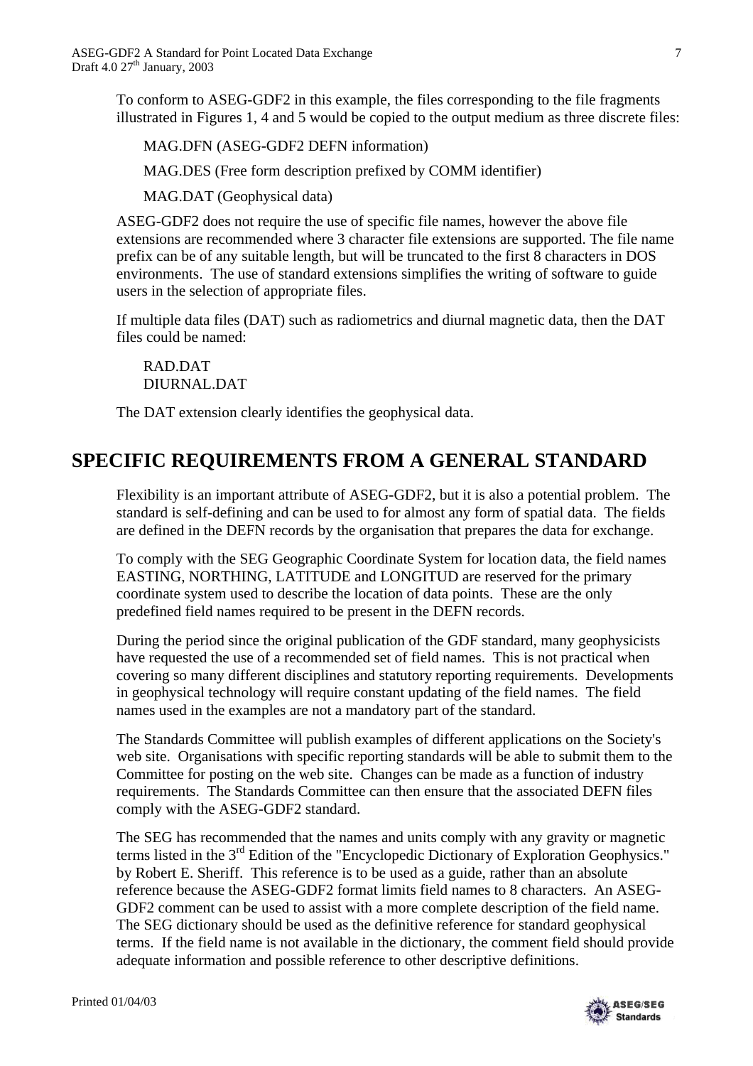To conform to ASEG-GDF2 in this example, the files corresponding to the file fragments illustrated in Figures 1, 4 and 5 would be copied to the output medium as three discrete files:

MAG.DFN (ASEG-GDF2 DEFN information)

MAG.DES (Free form description prefixed by COMM identifier)

MAG.DAT (Geophysical data)

ASEG-GDF2 does not require the use of specific file names, however the above file extensions are recommended where 3 character file extensions are supported. The file name prefix can be of any suitable length, but will be truncated to the first 8 characters in DOS environments. The use of standard extensions simplifies the writing of software to guide users in the selection of appropriate files.

If multiple data files (DAT) such as radiometrics and diurnal magnetic data, then the DAT files could be named:

RAD.DAT
DIURNAL.DAT

The DAT extension clearly identifies the geophysical data.

# SPECIFIC REQUIREMENTS FROM A GENERAL STANDARD

Flexibility is an important attribute of ASEG-GDF2, but it is also a potential problem. The standard is self-defining and can be used to for almost any form of spatial data. The fields are defined in the DEFN records by the organisation that prepares the data for exchange.

To comply with the SEG Geographic Coordinate System for location data, the field names EASTING, NORTHING, LATITUDE and LONGITUD are reserved for the primary coordinate system used to describe the location of data points. These are the only predefined field names required to be present in the DEFN records.

During the period since the original publication of the GDF standard, many geophysicists have requested the use of a recommended set of field names. This is not practical when covering so many different disciplines and statutory reporting requirements. Developments in geophysical technology will require constant updating of the field names. The field names used in the examples are not a mandatory part of the standard.

The Standards Committee will publish examples of different applications on the Society's web site. Organisations with specific reporting standards will be able to submit them to the Committee for posting on the web site. Changes can be made as a function of industry requirements. The Standards Committee can then ensure that the associated DEFN files comply with the ASEG-GDF2 standard.

The SEG has recommended that the names and units comply with any gravity or magnetic terms listed in the 3rd Edition of the "Encyclopedic Dictionary of Exploration Geophysics." by Robert E. Sheriff. This reference is to be used as a guide, rather than an absolute reference because the ASEG-GDF2 format limits field names to 8 characters. An ASEG-GDF2 comment can be used to assist with a more complete description of the field name. The SEG dictionary should be used as the definitive reference for standard geophysical terms. If the field name is not available in the dictionary, the comment field should provide adequate information and possible reference to other descriptive definitions.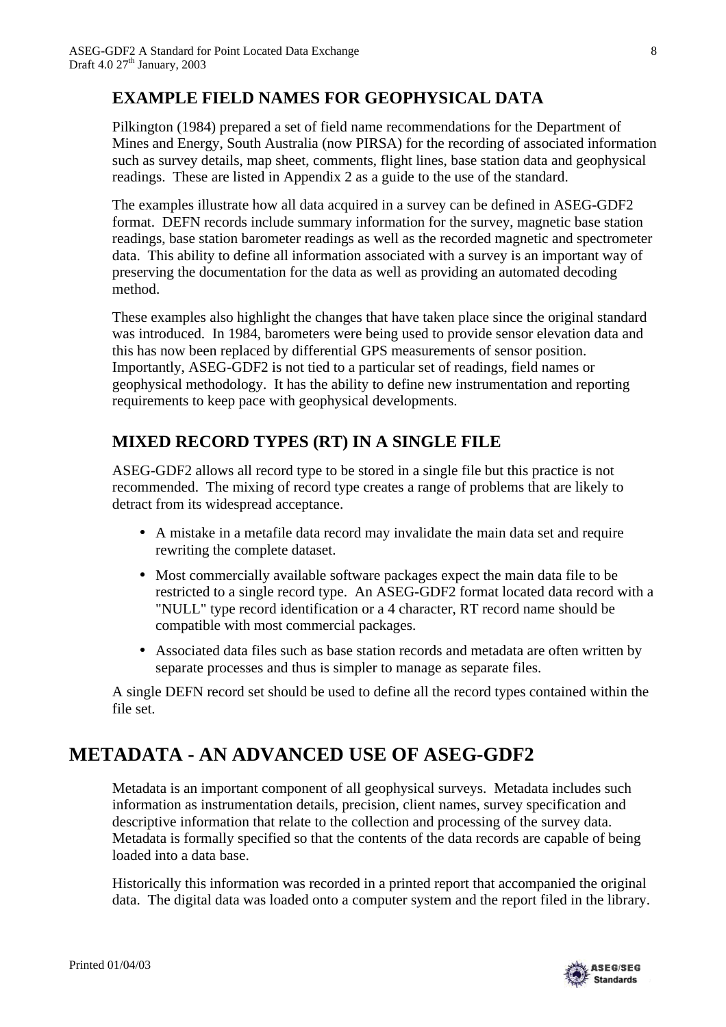### EXAMPLE FIELD NAMES FOR GEOPHYSICAL DATA

Pilkington (1984) prepared a set of field name recommendations for the Department of Mines and Energy, South Australia (now PIRSA) for the recording of associated information such as survey details, map sheet, comments, flight lines, base station data and geophysical readings. These are listed in Appendix 2 as a guide to the use of the standard.

The examples illustrate how all data acquired in a survey can be defined in ASEG-GDF2 format. DEFN records include summary information for the survey, magnetic base station readings, base station barometer readings as well as the recorded magnetic and spectrometer data. This ability to define all information associated with a survey is an important way of preserving the documentation for the data as well as providing an automated decoding method.

These examples also highlight the changes that have taken place since the original standard was introduced. In 1984, barometers were being used to provide sensor elevation data and this has now been replaced by differential GPS measurements of sensor position. Importantly, ASEG-GDF2 is not tied to a particular set of readings, field names or geophysical methodology. It has the ability to define new instrumentation and reporting requirements to keep pace with geophysical developments.

### MIXED RECORD TYPES (RT) IN A SINGLE FILE

ASEG-GDF2 allows all record type to be stored in a single file but this practice is not recommended. The mixing of record type creates a range of problems that are likely to detract from its widespread acceptance.

- A mistake in a metafile data record may invalidate the main data set and require rewriting the complete dataset.
- Most commercially available software packages expect the main data file to be restricted to a single record type. An ASEG-GDF2 format located data record with a "NULL" type record identification or a 4 character, RT record name should be compatible with most commercial packages.
- Associated data files such as base station records and metadata are often written by separate processes and thus is simpler to manage as separate files.

A single DEFN record set should be used to define all the record types contained within the file set.

## METADATA - AN ADVANCED USE OF ASEG-GDF2

Metadata is an important component of all geophysical surveys. Metadata includes such information as instrumentation details, precision, client names, survey specification and descriptive information that relate to the collection and processing of the survey data. Metadata is formally specified so that the contents of the data records are capable of being loaded into a data base.

Historically this information was recorded in a printed report that accompanied the original data. The digital data was loaded onto a computer system and the report filed in the library.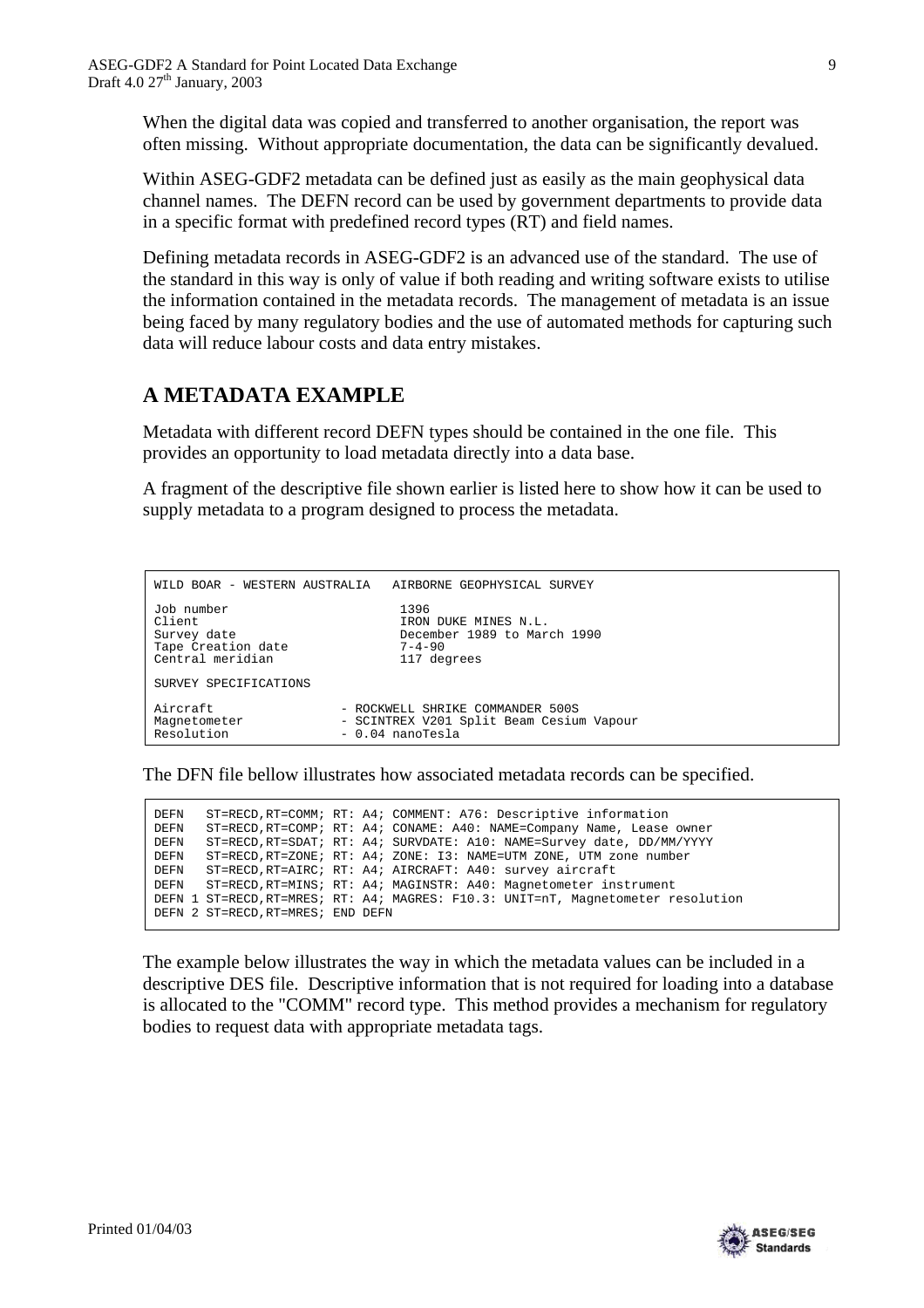When the digital data was copied and transferred to another organisation, the report was often missing. Without appropriate documentation, the data can be significantly devalued.

Within ASEG-GDF2 metadata can be defined just as easily as the main geophysical data channel names. The DEFN record can be used by government departments to provide data in a specific format with predefined record types (RT) and field names.

Defining metadata records in ASEG-GDF2 is an advanced use of the standard. The use of the standard in this way is only of value if both reading and writing software exists to utilise the information contained in the metadata records. The management of metadata is an issue being faced by many regulatory bodies and the use of automated methods for capturing such data will reduce labour costs and data entry mistakes.

## A METADATA EXAMPLE

Metadata with different record DEFN types should be contained in the one file. This provides an opportunity to load metadata directly into a data base.

A fragment of the descriptive file shown earlier is listed here to show how it can be used to supply metadata to a program designed to process the metadata.

```
WILD BOAR - WESTERN AUSTRALIA   AIRBORNE GEOPHYSICAL SURVEY

Job number                       1396
Client                           IRON DUKE MINES N.L.
Survey date                      December 1989 to March 1990
Tape Creation date               7-4-90
Central meridian                 117 degrees

SURVEY SPECIFICATIONS

Aircraft                - ROCKWELL SHRIKE COMMANDER 500S
Magnetometer            - SCINTREX V201 Split Beam Cesium Vapour
Resolution              - 0.04 nanoTesla
```

The DFN file bellow illustrates how associated metadata records can be specified.

```
DEFN   ST=RECD,RT=COMM; RT: A4; COMMENT: A76: Descriptive information
DEFN   ST=RECD,RT=COMP; RT: A4; CONAME: A40: NAME=Company Name, Lease owner
DEFN   ST=RECD,RT=SDAT; RT: A4; SURVDATE: A10: NAME=Survey date, DD/MM/YYYY
DEFN   ST=RECD,RT=ZONE; RT: A4; ZONE: I3: NAME=UTM ZONE, UTM zone number
DEFN   ST=RECD,RT=AIRC; RT: A4; AIRCRAFT: A40: survey aircraft
DEFN   ST=RECD,RT=MINS; RT: A4; MAGINSTR: A40: Magnetometer instrument
DEFN 1 ST=RECD,RT=MRES; RT: A4; MAGRES: F10.3: UNIT=nT, Magnetometer resolution
DEFN 2 ST=RECD,RT=MRES; END DEFN
```

The example below illustrates the way in which the metadata values can be included in a descriptive DES file. Descriptive information that is not required for loading into a database is allocated to the "COMM" record type. This method provides a mechanism for regulatory bodies to request data with appropriate metadata tags.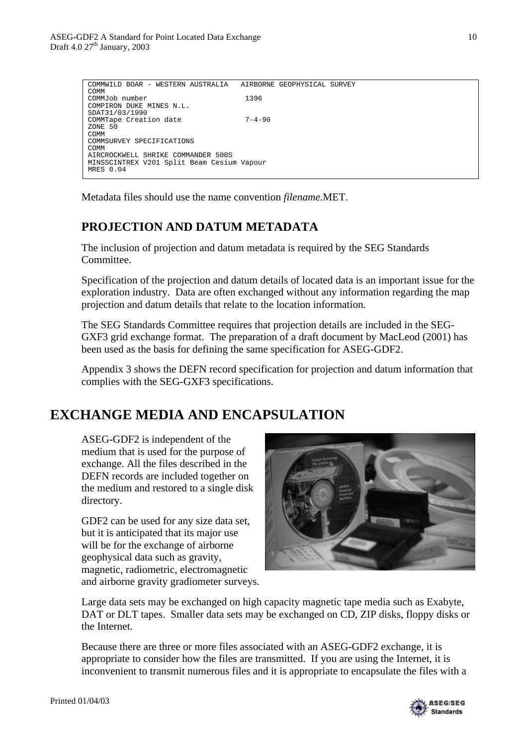```
COMMWILD BOAR - WESTERN AUSTRALIA   AIRBORNE GEOPHYSICAL SURVEY
COMM
COMMJob number                       1396
COMPIRON DUKE MINES N.L.
SDAT31/03/1990
COMMTape Creation date               7-4-90
ZONE 50
COMM
COMMSURVEY SPECIFICATIONS
COMM
AIRCROCKWELL SHRIKE COMMANDER 500S
MINSSCINTREX V201 Split Beam Cesium Vapour
MRES 0.04
```

Metadata files should use the name convention *filename*.MET.

## PROJECTION AND DATUM METADATA

The inclusion of projection and datum metadata is required by the SEG Standards Committee.

Specification of the projection and datum details of located data is an important issue for the exploration industry. Data are often exchanged without any information regarding the map projection and datum details that relate to the location information.

The SEG Standards Committee requires that projection details are included in the SEG-GXF3 grid exchange format. The preparation of a draft document by MacLeod (2001) has been used as the basis for defining the same specification for ASEG-GDF2.

Appendix 3 shows the DEFN record specification for projection and datum information that complies with the SEG-GXF3 specifications.

# EXCHANGE MEDIA AND ENCAPSULATION

ASEG-GDF2 is independent of the medium that is used for the purpose of exchange. All the files described in the DEFN records are included together on the medium and restored to a single disk directory.

GDF2 can be used for any size data set, but it is anticipated that its major use will be for the exchange of airborne geophysical data such as gravity, magnetic, radiometric, electromagnetic and airborne gravity gradiometer surveys.

Large data sets may be exchanged on high capacity magnetic tape media such as Exabyte, DAT or DLT tapes. Smaller data sets may be exchanged on CD, ZIP disks, floppy disks or the Internet.

Because there are three or more files associated with an ASEG-GDF2 exchange, it is appropriate to consider how the files are transmitted. If you are using the Internet, it is inconvenient to transmit numerous files and it is appropriate to encapsulate the files with a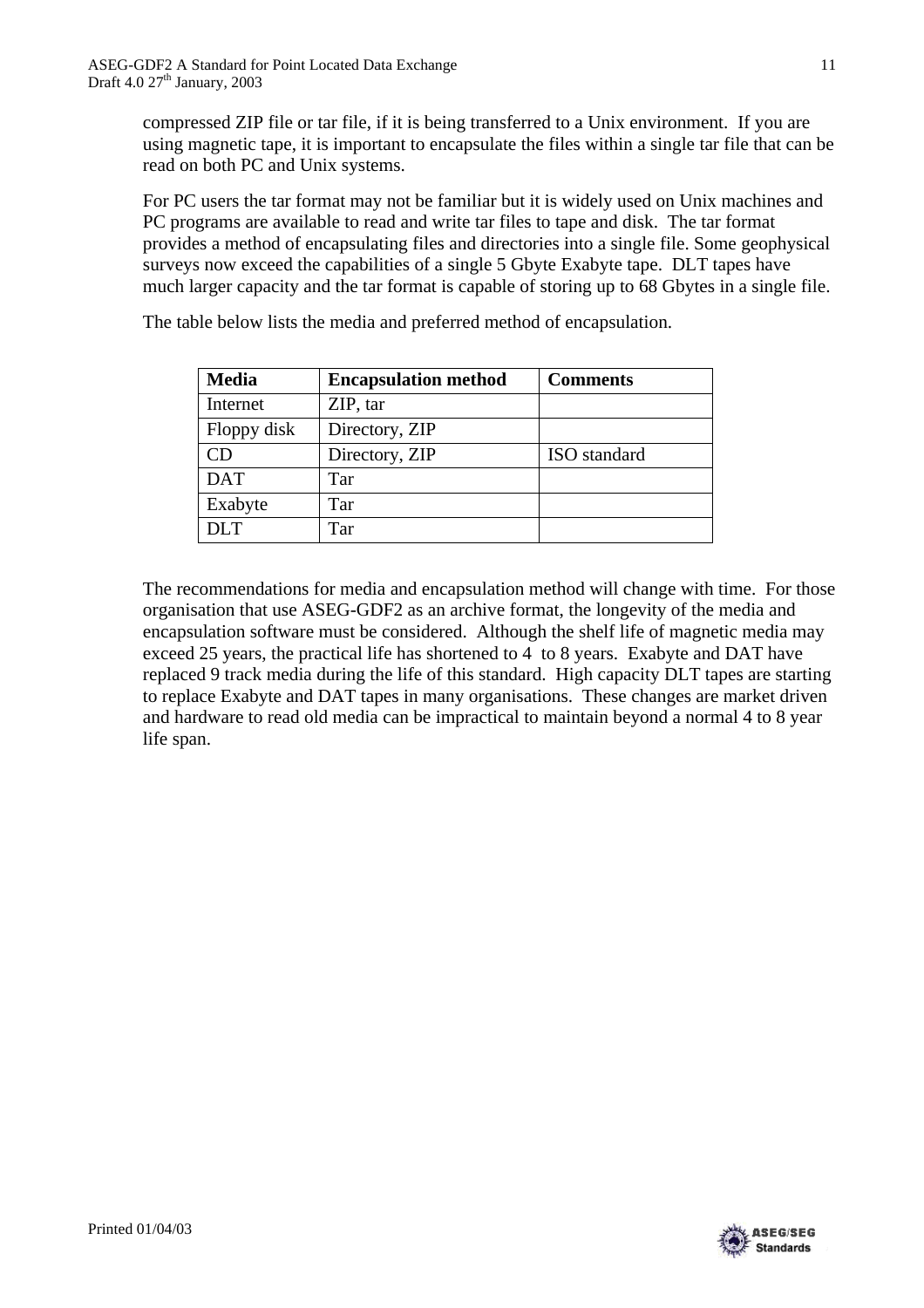compressed ZIP file or tar file, if it is being transferred to a Unix environment. If you are using magnetic tape, it is important to encapsulate the files within a single tar file that can be read on both PC and Unix systems.

For PC users the tar format may not be familiar but it is widely used on Unix machines and PC programs are available to read and write tar files to tape and disk. The tar format provides a method of encapsulating files and directories into a single file. Some geophysical surveys now exceed the capabilities of a single 5 Gbyte Exabyte tape. DLT tapes have much larger capacity and the tar format is capable of storing up to 68 Gbytes in a single file.

The table below lists the media and preferred method of encapsulation.

| Media | Encapsulation method | Comments |
|---|---|---|
| Internet | ZIP, tar | |
| Floppy disk | Directory, ZIP | |
| CD | Directory, ZIP | ISO standard |
| DAT | Tar | |
| Exabyte | Tar | |
| DLT | Tar | |

The recommendations for media and encapsulation method will change with time. For those organisation that use ASEG-GDF2 as an archive format, the longevity of the media and encapsulation software must be considered. Although the shelf life of magnetic media may exceed 25 years, the practical life has shortened to 4 to 8 years. Exabyte and DAT have replaced 9 track media during the life of this standard. High capacity DLT tapes are starting to replace Exabyte and DAT tapes in many organisations. These changes are market driven and hardware to read old media can be impractical to maintain beyond a normal 4 to 8 year life span.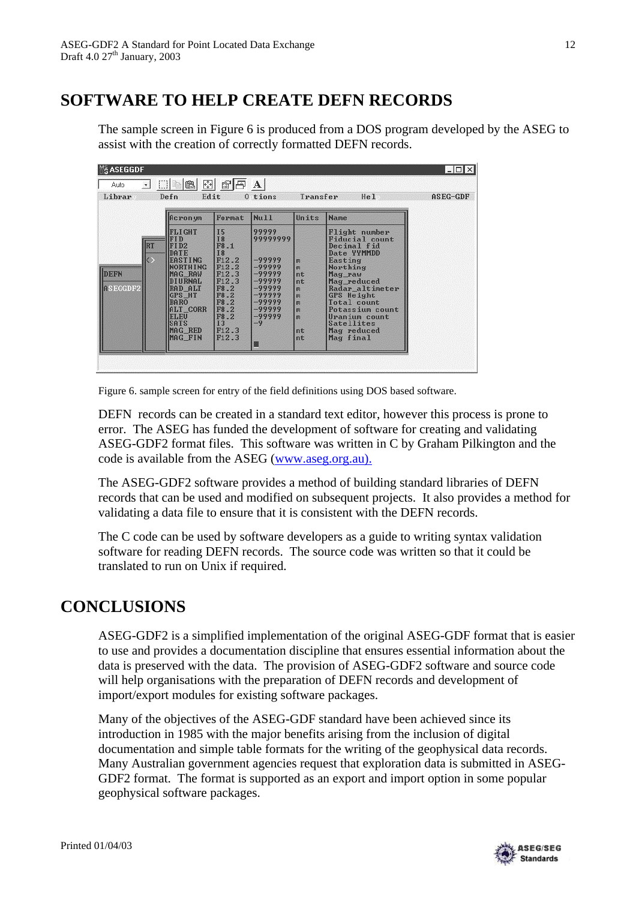# SOFTWARE TO HELP CREATE DEFN RECORDS

The sample screen in Figure 6 is produced from a DOS program developed by the ASEG to assist with the creation of correctly formatted DEFN records.

Figure 6. sample screen for entry of the field definitions using DOS based software.

DEFN records can be created in a standard text editor, however this process is prone to error. The ASEG has funded the development of software for creating and validating ASEG-GDF2 format files. This software was written in C by Graham Pilkington and the code is available from the ASEG (www.aseg.org.au).

The ASEG-GDF2 software provides a method of building standard libraries of DEFN records that can be used and modified on subsequent projects. It also provides a method for validating a data file to ensure that it is consistent with the DEFN records.

The C code can be used by software developers as a guide to writing syntax validation software for reading DEFN records. The source code was written so that it could be translated to run on Unix if required.

# CONCLUSIONS

ASEG-GDF2 is a simplified implementation of the original ASEG-GDF format that is easier to use and provides a documentation discipline that ensures essential information about the data is preserved with the data. The provision of ASEG-GDF2 software and source code will help organisations with the preparation of DEFN records and development of import/export modules for existing software packages.

Many of the objectives of the ASEG-GDF standard have been achieved since its introduction in 1985 with the major benefits arising from the inclusion of digital documentation and simple table formats for the writing of the geophysical data records. Many Australian government agencies request that exploration data is submitted in ASEG-GDF2 format. The format is supported as an export and import option in some popular geophysical software packages.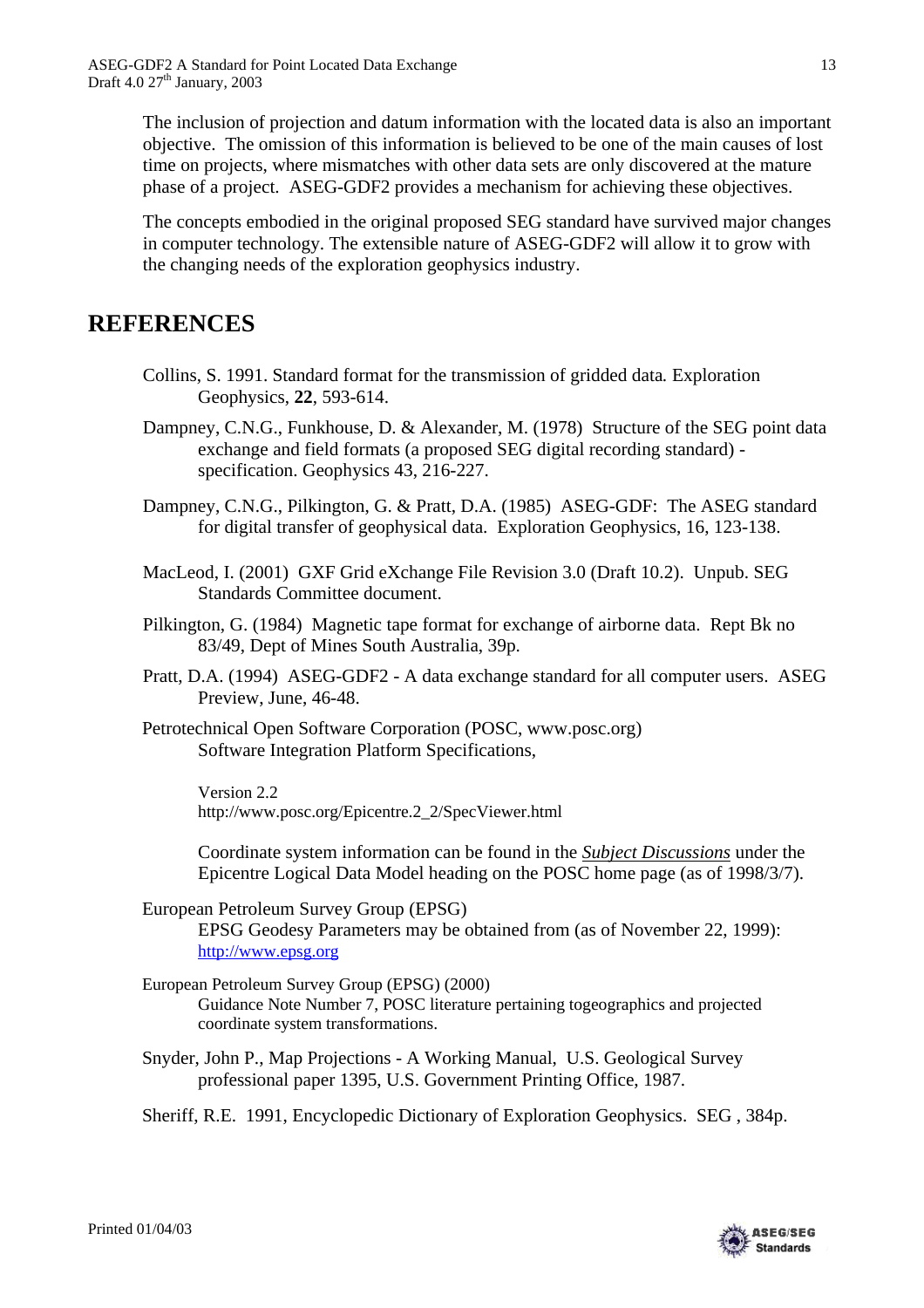The inclusion of projection and datum information with the located data is also an important objective. The omission of this information is believed to be one of the main causes of lost time on projects, where mismatches with other data sets are only discovered at the mature phase of a project. ASEG-GDF2 provides a mechanism for achieving these objectives.

The concepts embodied in the original proposed SEG standard have survived major changes in computer technology. The extensible nature of ASEG-GDF2 will allow it to grow with the changing needs of the exploration geophysics industry.

# REFERENCES

Collins, S. 1991. Standard format for the transmission of gridded data. Exploration Geophysics, **22**, 593-614.

Dampney, C.N.G., Funkhouse, D. & Alexander, M. (1978) Structure of the SEG point data exchange and field formats (a proposed SEG digital recording standard) - specification. Geophysics 43, 216-227.

Dampney, C.N.G., Pilkington, G. & Pratt, D.A. (1985) ASEG-GDF: The ASEG standard for digital transfer of geophysical data. Exploration Geophysics, 16, 123-138.

MacLeod, I. (2001) GXF Grid eXchange File Revision 3.0 (Draft 10.2). Unpub. SEG Standards Committee document.

Pilkington, G. (1984) Magnetic tape format for exchange of airborne data. Rept Bk no 83/49, Dept of Mines South Australia, 39p.

Pratt, D.A. (1994) ASEG-GDF2 - A data exchange standard for all computer users. ASEG Preview, June, 46-48.

Petrotechnical Open Software Corporation (POSC, www.posc.org)
Software Integration Platform Specifications,

Version 2.2
http://www.posc.org/Epicentre.2_2/SpecViewer.html

Coordinate system information can be found in the *Subject Discussions* under the Epicentre Logical Data Model heading on the POSC home page (as of 1998/3/7).

European Petroleum Survey Group (EPSG)
EPSG Geodesy Parameters may be obtained from (as of November 22, 1999): http://www.epsg.org

European Petroleum Survey Group (EPSG) (2000)
Guidance Note Number 7, POSC literature pertaining togeographics and projected coordinate system transformations.

Snyder, John P., Map Projections - A Working Manual, U.S. Geological Survey professional paper 1395, U.S. Government Printing Office, 1987.

Sheriff, R.E. 1991, Encyclopedic Dictionary of Exploration Geophysics. SEG , 384p.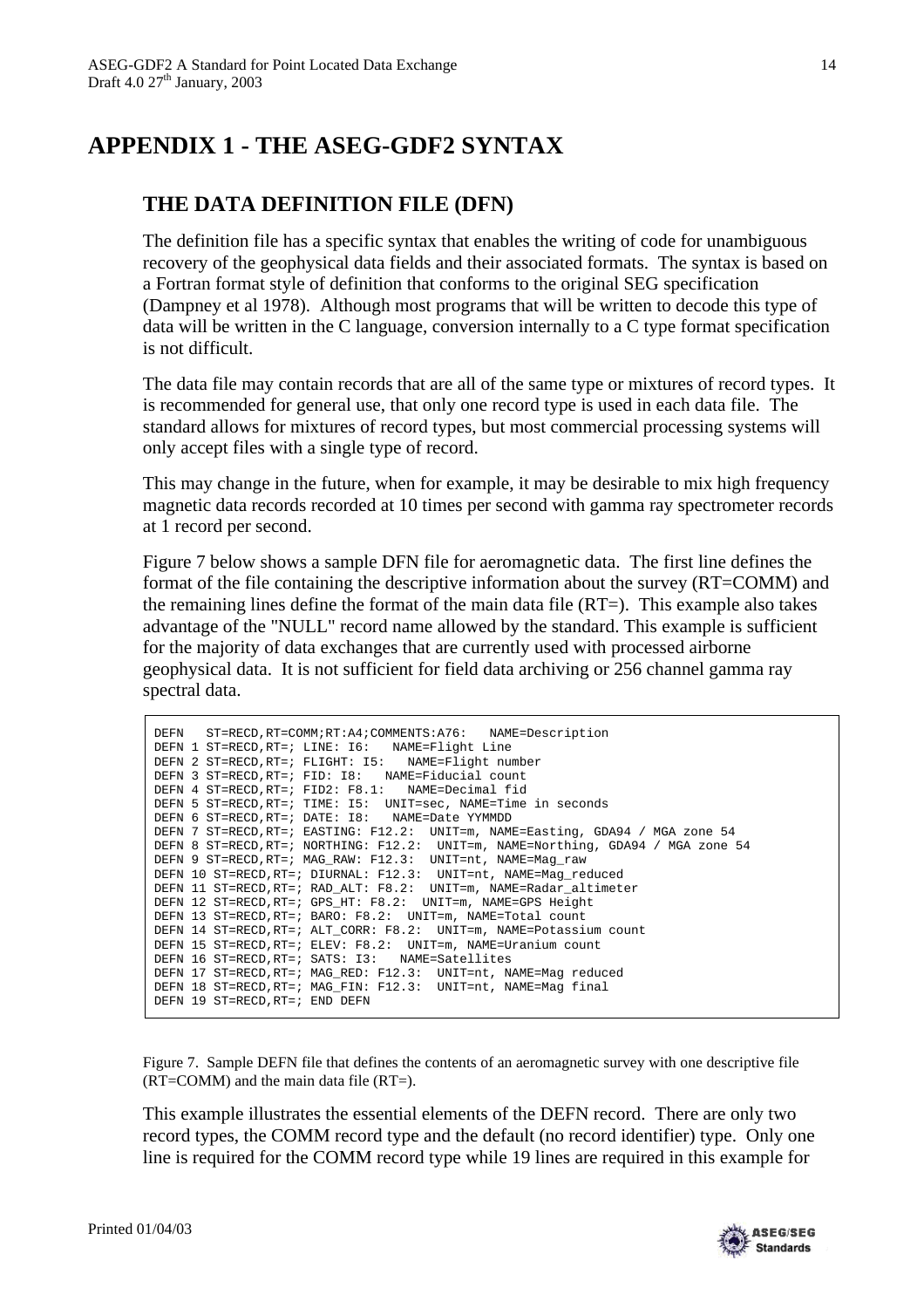# APPENDIX 1 - THE ASEG-GDF2 SYNTAX

## THE DATA DEFINITION FILE (DFN)

The definition file has a specific syntax that enables the writing of code for unambiguous recovery of the geophysical data fields and their associated formats. The syntax is based on a Fortran format style of definition that conforms to the original SEG specification (Dampney et al 1978). Although most programs that will be written to decode this type of data will be written in the C language, conversion internally to a C type format specification is not difficult.

The data file may contain records that are all of the same type or mixtures of record types. It is recommended for general use, that only one record type is used in each data file. The standard allows for mixtures of record types, but most commercial processing systems will only accept files with a single type of record.

This may change in the future, when for example, it may be desirable to mix high frequency magnetic data records recorded at 10 times per second with gamma ray spectrometer records at 1 record per second.

Figure 7 below shows a sample DFN file for aeromagnetic data. The first line defines the format of the file containing the descriptive information about the survey (RT=COMM) and the remaining lines define the format of the main data file (RT=). This example also takes advantage of the "NULL" record name allowed by the standard. This example is sufficient for the majority of data exchanges that are currently used with processed airborne geophysical data. It is not sufficient for field data archiving or 256 channel gamma ray spectral data.

```
DFN   ST=RECD,RT=COMM;RT:A4;COMMENTS:A76:   NAME=Description
DEFN 1 ST=RECD,RT=; LINE: I6:   NAME=Flight Line
DEFN 2 ST=RECD,RT=; FLIGHT: I5:   NAME=Flight number
DEFN 3 ST=RECD,RT=; FID: I8:   NAME=Fiducial count
DEFN 4 ST=RECD,RT=; FID2: F8.1:   NAME=Decimal fid
DEFN 5 ST=RECD,RT=; TIME: I5:  UNIT=sec, NAME=Time in seconds
DEFN 6 ST=RECD,RT=; DATE: I8:   NAME=Date YYMMDD
DEFN 7 ST=RECD,RT=; EASTING: F12.2:  UNIT=m, NAME=Easting, GDA94 / MGA zone 54
DEFN 8 ST=RECD,RT=; NORTHING: F12.2:  UNIT=m, NAME=Northing, GDA94 / MGA zone 54
DEFN 9 ST=RECD,RT=; MAG_RAW: F12.3:  UNIT=nt, NAME=Mag_raw
DEFN 10 ST=RECD,RT=; DIURNAL: F12.3:  UNIT=nt, NAME=Mag_reduced
DEFN 11 ST=RECD,RT=; RAD_ALT: F8.2:  UNIT=m, NAME=Radar_altimeter
DEFN 12 ST=RECD,RT=; GPS_HT: F8.2:  UNIT=m, NAME=GPS Height
DEFN 13 ST=RECD,RT=; BARO: F8.2:  UNIT=m, NAME=Total count
DEFN 14 ST=RECD,RT=; ALT_CORR: F8.2:  UNIT=m, NAME=Potassium count
DEFN 15 ST=RECD,RT=; ELEV: F8.2:  UNIT=m, NAME=Uranium count
DEFN 16 ST=RECD,RT=; SATS: I3:   NAME=Satellites
DEFN 17 ST=RECD,RT=; MAG_RED: F12.3:  UNIT=nt, NAME=Mag reduced
DEFN 18 ST=RECD,RT=; MAG_FIN: F12.3:  UNIT=nt, NAME=Mag final
DEFN 19 ST=RECD,RT=; END DEFN
```

Figure 7. Sample DEFN file that defines the contents of an aeromagnetic survey with one descriptive file (RT=COMM) and the main data file (RT=).

This example illustrates the essential elements of the DEFN record. There are only two record types, the COMM record type and the default (no record identifier) type. Only one line is required for the COMM record type while 19 lines are required in this example for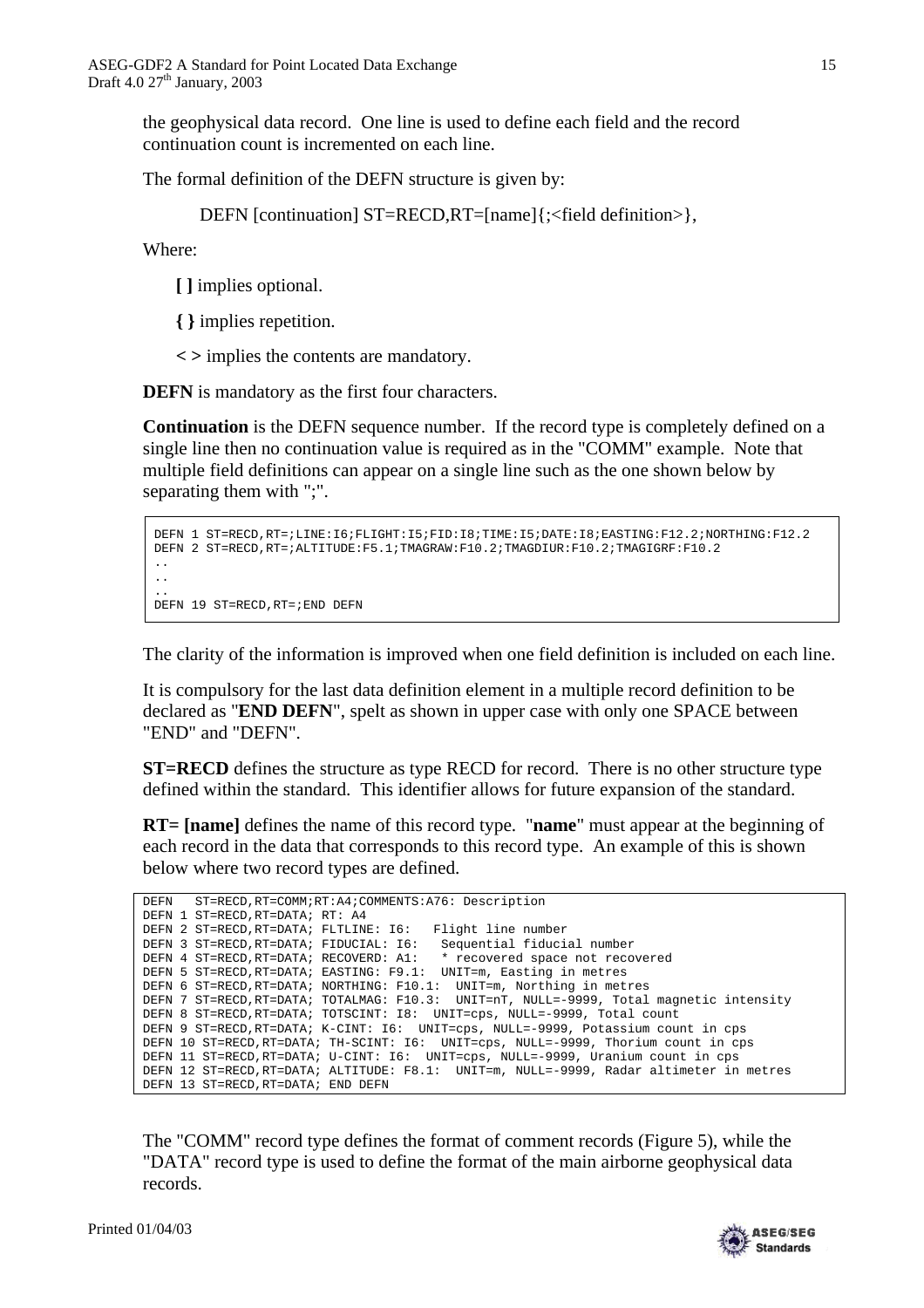the geophysical data record. One line is used to define each field and the record continuation count is incremented on each line.

The formal definition of the DEFN structure is given by:

DEFN [continuation] ST=RECD,RT=[name]{;<field definition>},

Where:

**[ ]** implies optional.

**{ }** implies repetition.

**< >** implies the contents are mandatory.

**DEFN** is mandatory as the first four characters.

**Continuation** is the DEFN sequence number. If the record type is completely defined on a single line then no continuation value is required as in the "COMM" example. Note that multiple field definitions can appear on a single line such as the one shown below by separating them with ";".

```
DEFN 1 ST=RECD,RT=;LINE:I6;FLIGHT:I5;FID:I8;TIME:I5;DATE:I8;EASTING:F12.2;NORTHING:F12.2
DEFN 2 ST=RECD,RT=;ALTITUDE:F5.1;TMAGRAW:F10.2;TMAGDIUR:F10.2;TMAGIGRF:F10.2
..
..
..
DEFN 19 ST=RECD,RT=;END DEFN
```

The clarity of the information is improved when one field definition is included on each line.

It is compulsory for the last data definition element in a multiple record definition to be declared as "**END DEFN**", spelt as shown in upper case with only one SPACE between "END" and "DEFN".

**ST=RECD** defines the structure as type RECD for record. There is no other structure type defined within the standard. This identifier allows for future expansion of the standard.

**RT= [name]** defines the name of this record type. "**name**" must appear at the beginning of each record in the data that corresponds to this record type. An example of this is shown below where two record types are defined.

```
DEFN   ST=RECD,RT=COMM;RT:A4;COMMENTS:A76: Description
DEFN 1 ST=RECD,RT=DATA; RT: A4
DEFN 2 ST=RECD,RT=DATA; FLTLINE: I6:   Flight line number
DEFN 3 ST=RECD,RT=DATA; FIDUCIAL: I6:   Sequential fiducial number
DEFN 4 ST=RECD,RT=DATA; RECOVERD: A1:   * recovered space not recovered
DEFN 5 ST=RECD,RT=DATA; EASTING: F9.1:  UNIT=m, Easting in metres
DEFN 6 ST=RECD,RT=DATA; NORTHING: F10.1:  UNIT=m, Northing in metres
DEFN 7 ST=RECD,RT=DATA; TOTALMAG: F10.3:  UNIT=nT, NULL=-9999, Total magnetic intensity
DEFN 8 ST=RECD,RT=DATA; TOTSCINT: I8:  UNIT=cps, NULL=-9999, Total count
DEFN 9 ST=RECD,RT=DATA; K-CINT: I6:  UNIT=cps, NULL=-9999, Potassium count in cps
DEFN 10 ST=RECD,RT=DATA; TH-SCINT: I6:  UNIT=cps, NULL=-9999, Thorium count in cps
DEFN 11 ST=RECD,RT=DATA; U-CINT: I6:  UNIT=cps, NULL=-9999, Uranium count in cps
DEFN 12 ST=RECD,RT=DATA; ALTITUDE: F8.1:  UNIT=m, NULL=-9999, Radar altimeter in metres
DEFN 13 ST=RECD,RT=DATA; END DEFN
```

The "COMM" record type defines the format of comment records (Figure 5), while the "DATA" record type is used to define the format of the main airborne geophysical data records.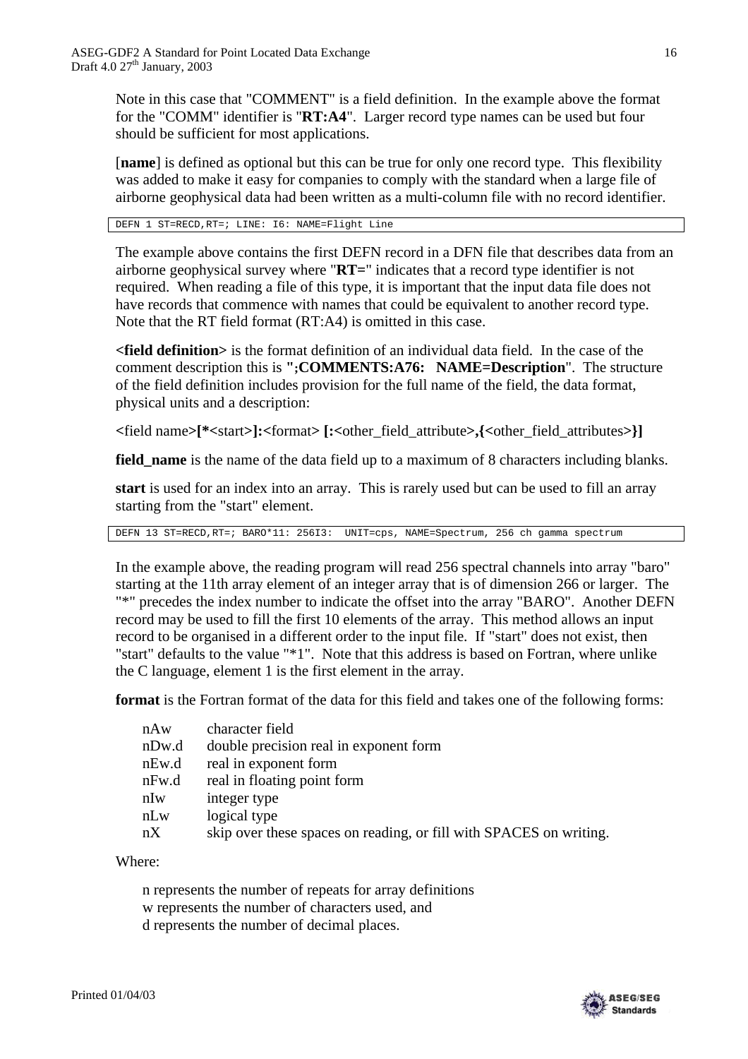Note in this case that "COMMENT" is a field definition. In the example above the format for the "COMM" identifier is "**RT:A4**". Larger record type names can be used but four should be sufficient for most applications.

[**name**] is defined as optional but this can be true for only one record type. This flexibility was added to make it easy for companies to comply with the standard when a large file of airborne geophysical data had been written as a multi-column file with no record identifier.

```
DEFN 1 ST=RECD,RT=; LINE: I6: NAME=Flight Line
```

The example above contains the first DEFN record in a DFN file that describes data from an airborne geophysical survey where "**RT=**" indicates that a record type identifier is not required. When reading a file of this type, it is important that the input data file does not have records that commence with names that could be equivalent to another record type. Note that the RT field format (RT:A4) is omitted in this case.

**<field definition>** is the format definition of an individual data field. In the case of the comment description this is **";COMMENTS:A76: NAME=Description**". The structure of the field definition includes provision for the full name of the field, the data format, physical units and a description:

**<**field name**>[*<**start**>]:<**format**> [:<**other_field_attribute**>,{<**other_field_attributes**>}]**

**field_name** is the name of the data field up to a maximum of 8 characters including blanks.

**start** is used for an index into an array. This is rarely used but can be used to fill an array starting from the "start" element.

```
DEFN 13 ST=RECD,RT=; BARO*11: 256I3:  UNIT=cps, NAME=Spectrum, 256 ch gamma spectrum
```

In the example above, the reading program will read 256 spectral channels into array "baro" starting at the 11th array element of an integer array that is of dimension 266 or larger. The "*" precedes the index number to indicate the offset into the array "BARO". Another DEFN record may be used to fill the first 10 elements of the array. This method allows an input record to be organised in a different order to the input file. If "start" does not exist, then "start" defaults to the value "*1". Note that this address is based on Fortran, where unlike the C language, element 1 is the first element in the array.

**format** is the Fortran format of the data for this field and takes one of the following forms:

| | |
|---|---|
| nAw | character field |
| nDw.d | double precision real in exponent form |
| nEw.d | real in exponent form |
| nFw.d | real in floating point form |
| nIw | integer type |
| nLw | logical type |
| nX | skip over these spaces on reading, or fill with SPACES on writing. |

Where:

n represents the number of repeats for array definitions
w represents the number of characters used, and
d represents the number of decimal places.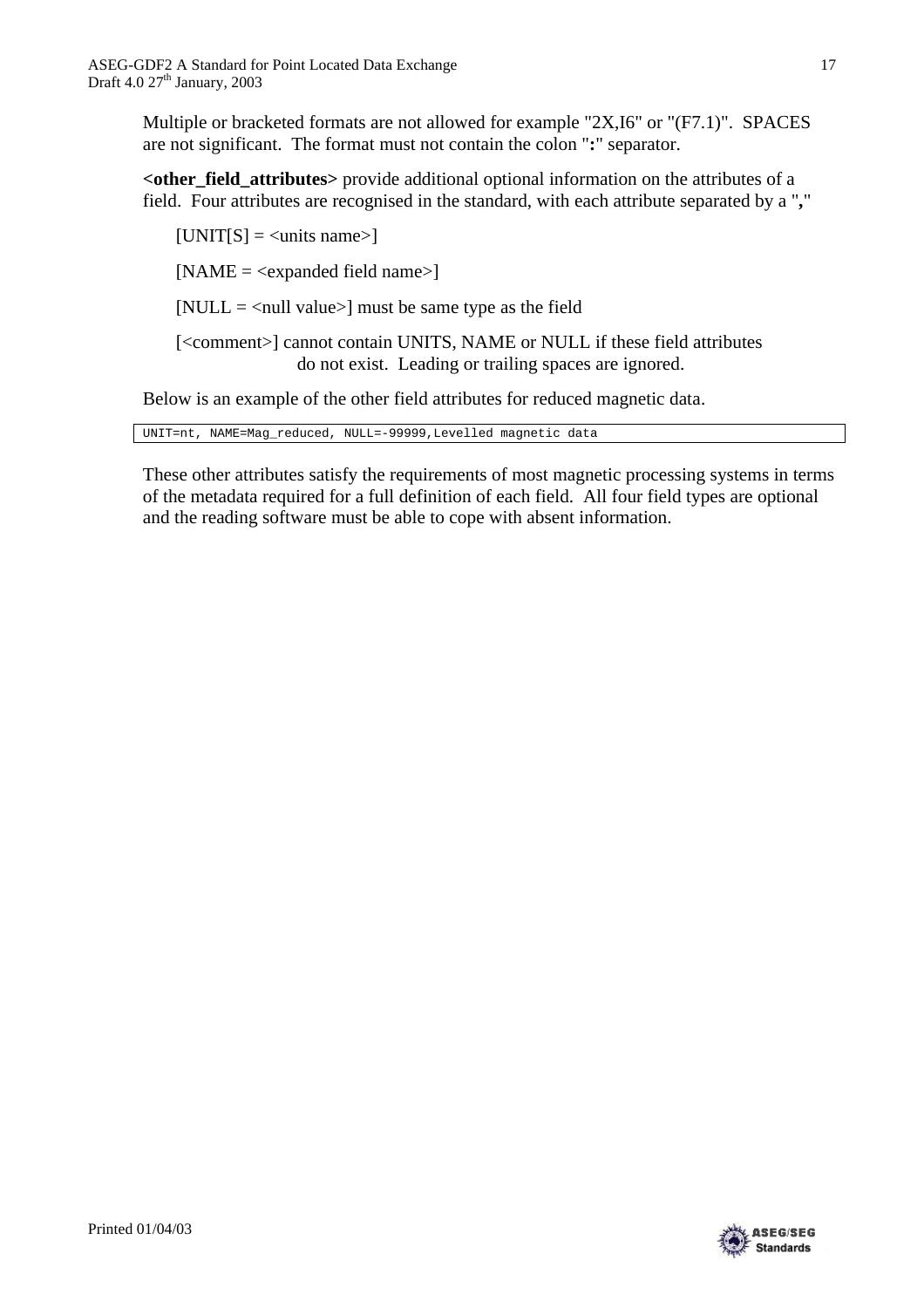Multiple or bracketed formats are not allowed for example "2X,I6" or "(F7.1)". SPACES are not significant. The format must not contain the colon "**:**" separator.

**<other_field_attributes>** provide additional optional information on the attributes of a field. Four attributes are recognised in the standard, with each attribute separated by a "**,**"

[UNIT[S] = <units name>]

[NAME = <expanded field name>]

[NULL = <null value>] must be same type as the field

[<comment>] cannot contain UNITS, NAME or NULL if these field attributes do not exist. Leading or trailing spaces are ignored.

Below is an example of the other field attributes for reduced magnetic data.

```
UNIT=nt, NAME=Mag_reduced, NULL=-99999,Levelled magnetic data
```

These other attributes satisfy the requirements of most magnetic processing systems in terms of the metadata required for a full definition of each field. All four field types are optional and the reading software must be able to cope with absent information.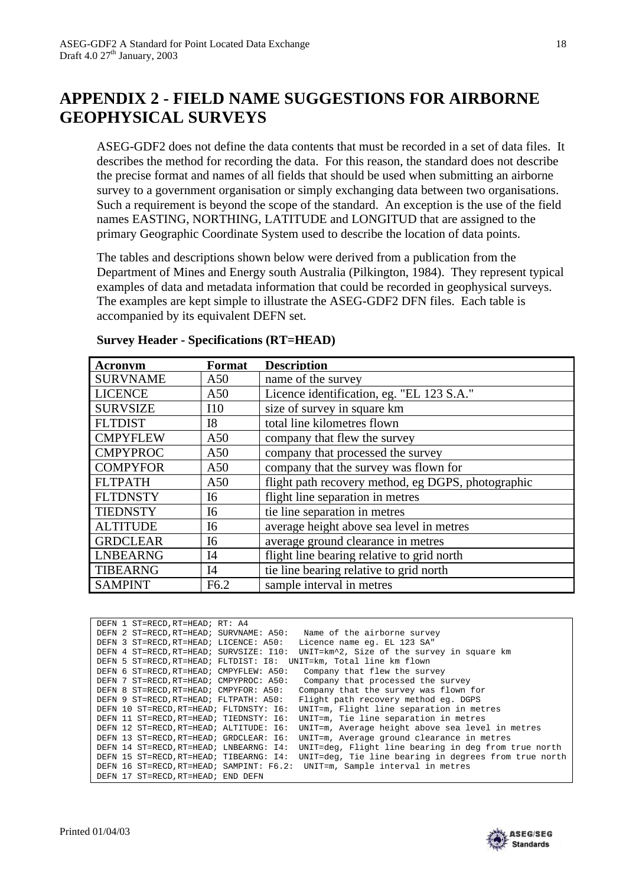# APPENDIX 2 - FIELD NAME SUGGESTIONS FOR AIRBORNE GEOPHYSICAL SURVEYS

ASEG-GDF2 does not define the data contents that must be recorded in a set of data files. It describes the method for recording the data. For this reason, the standard does not describe the precise format and names of all fields that should be used when submitting an airborne survey to a government organisation or simply exchanging data between two organisations. Such a requirement is beyond the scope of the standard. An exception is the use of the field names EASTING, NORTHING, LATITUDE and LONGITUD that are assigned to the primary Geographic Coordinate System used to describe the location of data points.

The tables and descriptions shown below were derived from a publication from the Department of Mines and Energy south Australia (Pilkington, 1984). They represent typical examples of data and metadata information that could be recorded in geophysical surveys. The examples are kept simple to illustrate the ASEG-GDF2 DFN files. Each table is accompanied by its equivalent DEFN set.

**Survey Header - Specifications (RT=HEAD)**

| Acronym | Format | Description |
|---|---|---|
| SURVNAME | A50 | name of the survey |
| LICENCE | A50 | Licence identification, eg. "EL 123 S.A." |
| SURVSIZE | I10 | size of survey in square km |
| FLTDIST | I8 | total line kilometres flown |
| CMPYFLEW | A50 | company that flew the survey |
| CMPYPROC | A50 | company that processed the survey |
| COMPYFOR | A50 | company that the survey was flown for |
| FLTPATH | A50 | flight path recovery method, eg DGPS, photographic |
| FLTDNSTY | I6 | flight line separation in metres |
| TIEDNSTY | I6 | tie line separation in metres |
| ALTITUDE | I6 | average height above sea level in metres |
| GRDCLEAR | I6 | average ground clearance in metres |
| LNBEARNG | I4 | flight line bearing relative to grid north |
| TIBEARNG | I4 | tie line bearing relative to grid north |
| SAMPINT | F6.2 | sample interval in metres |

```
DEFN 1 ST=RECD,RT=HEAD; RT: A4
DEFN 2 ST=RECD,RT=HEAD; SURVNAME: A50:   Name of the airborne survey
DEFN 3 ST=RECD,RT=HEAD; LICENCE: A50:   Licence name eg. EL 123 SA"
DEFN 4 ST=RECD,RT=HEAD; SURVSIZE: I10:  UNIT=km^2, Size of the survey in square km
DEFN 5 ST=RECD,RT=HEAD; FLTDIST: I8:  UNIT=km, Total line km flown
DEFN 6 ST=RECD,RT=HEAD; CMPYFLEW: A50:   Company that flew the survey
DEFN 7 ST=RECD,RT=HEAD; CMPYPROC: A50:   Company that processed the survey
DEFN 8 ST=RECD,RT=HEAD; CMPYFOR: A50:   Company that the survey was flown for
DEFN 9 ST=RECD,RT=HEAD; FLTPATH: A50:   Flight path recovery method eg. DGPS
DEFN 10 ST=RECD,RT=HEAD; FLTDNSTY: I6:  UNIT=m, Flight line separation in metres
DEFN 11 ST=RECD,RT=HEAD; TIEDNSTY: I6:  UNIT=m, Tie line separation in metres
DEFN 12 ST=RECD,RT=HEAD; ALTITUDE: I6:  UNIT=m, Average height above sea level in metres
DEFN 13 ST=RECD,RT=HEAD; GRDCLEAR: I6:  UNIT=m, Average ground clearance in metres
DEFN 14 ST=RECD,RT=HEAD; LNBEARNG: I4:  UNIT=deg, Flight line bearing in deg from true north
DEFN 15 ST=RECD,RT=HEAD; TIBEARNG: I4:  UNIT=deg, Tie line bearing in degrees from true north
DEFN 16 ST=RECD,RT=HEAD; SAMPINT: F6.2:  UNIT=m, Sample interval in metres
DEFN 17 ST=RECD,RT=HEAD; END DEFN
```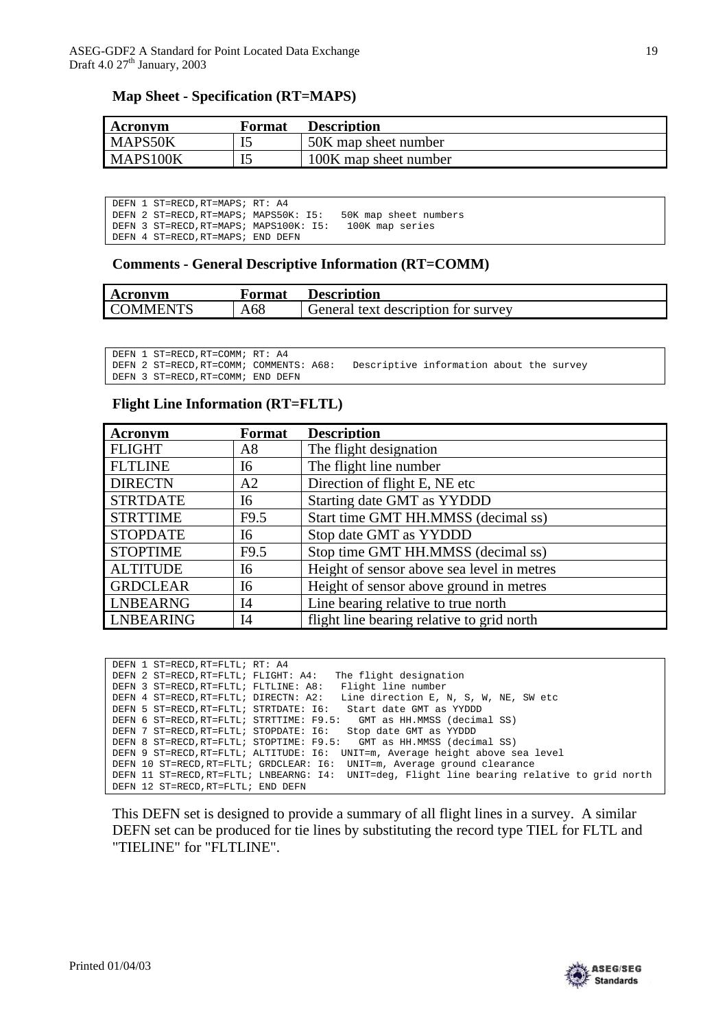**Map Sheet - Specification (RT=MAPS)**

| Acronym | Format | Description |
|---|---|---|
| MAPS50K | I5 | 50K map sheet number |
| MAPS100K | I5 | 100K map sheet number |

```
DEFN 1 ST=RECD,RT=MAPS; RT: A4
DEFN 2 ST=RECD,RT=MAPS; MAPS50K: I5:   50K map sheet numbers
DEFN 3 ST=RECD,RT=MAPS; MAPS100K: I5:   100K map series
DEFN 4 ST=RECD,RT=MAPS; END DEFN
```

**Comments - General Descriptive Information (RT=COMM)**

| Acronym | Format | Description |
|---|---|---|
| COMMENTS | A68 | General text description for survey |

```
DEFN 1 ST=RECD,RT=COMM; RT: A4
DEFN 2 ST=RECD,RT=COMM; COMMENTS: A68:   Descriptive information about the survey
DEFN 3 ST=RECD,RT=COMM; END DEFN
```

**Flight Line Information (RT=FLTL)**

| Acronym | Format | Description |
|---|---|---|
| FLIGHT | A8 | The flight designation |
| FLTLINE | I6 | The flight line number |
| DIRECTN | A2 | Direction of flight E, NE etc |
| STRTDATE | I6 | Starting date GMT as YYDDD |
| STRTTIME | F9.5 | Start time GMT HH.MMSS (decimal ss) |
| STOPDATE | I6 | Stop date GMT as YYDDD |
| STOPTIME | F9.5 | Stop time GMT HH.MMSS (decimal ss) |
| ALTITUDE | I6 | Height of sensor above sea level in metres |
| GRDCLEAR | I6 | Height of sensor above ground in metres |
| LNBEARNG | I4 | Line bearing relative to true north |
| LNBEARING | I4 | flight line bearing relative to grid north |

```
DEFN 1 ST=RECD,RT=FLTL; RT: A4
DEFN 2 ST=RECD,RT=FLTL; FLIGHT: A4:   The flight designation
DEFN 3 ST=RECD,RT=FLTL; FLTLINE: A8:   Flight line number
DEFN 4 ST=RECD,RT=FLTL; DIRECTN: A2:   Line direction E, N, S, W, NE, SW etc
DEFN 5 ST=RECD,RT=FLTL; STRTDATE: I6:   Start date GMT as YYDDD
DEFN 6 ST=RECD,RT=FLTL; STRTTIME: F9.5:   GMT as HH.MMSS (decimal SS)
DEFN 7 ST=RECD,RT=FLTL; STOPDATE: I6:   Stop date GMT as YYDDD
DEFN 8 ST=RECD,RT=FLTL; STOPTIME: F9.5:   GMT as HH.MMSS (decimal SS)
DEFN 9 ST=RECD,RT=FLTL; ALTITUDE: I6:  UNIT=m, Average height above sea level
DEFN 10 ST=RECD,RT=FLTL; GRDCLEAR: I6:  UNIT=m, Average ground clearance
DEFN 11 ST=RECD,RT=FLTL; LNBEARNG: I4:  UNIT=deg, Flight line bearing relative to grid north
DEFN 12 ST=RECD,RT=FLTL; END DEFN
```

This DEFN set is designed to provide a summary of all flight lines in a survey. A similar DEFN set can be produced for tie lines by substituting the record type TIEL for FLTL and "TIELINE" for "FLTLINE".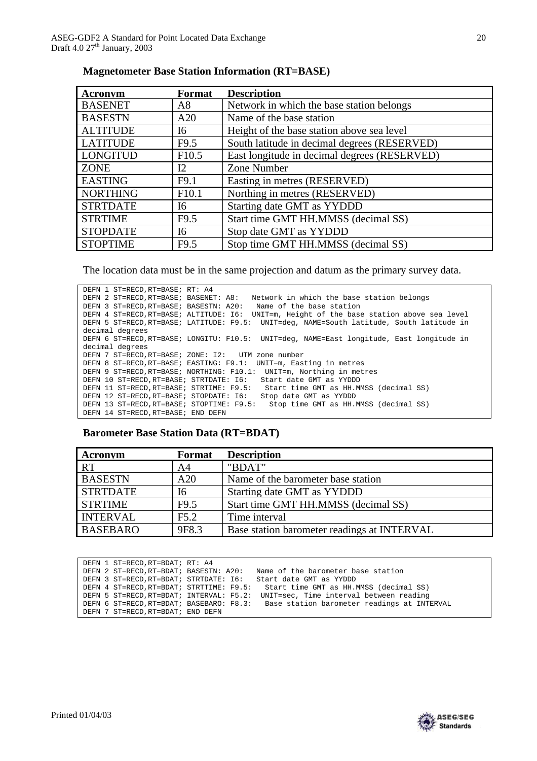**Magnetometer Base Station Information (RT=BASE)**

| Acronym | Format | Description |
|---|---|---|
| BASENET | A8 | Network in which the base station belongs |
| BASESTN | A20 | Name of the base station |
| ALTITUDE | I6 | Height of the base station above sea level |
| LATITUDE | F9.5 | South latitude in decimal degrees (RESERVED) |
| LONGITUD | F10.5 | East longitude in decimal degrees (RESERVED) |
| ZONE | I2 | Zone Number |
| EASTING | F9.1 | Easting in metres (RESERVED) |
| NORTHING | F10.1 | Northing in metres (RESERVED) |
| STRTDATE | I6 | Starting date GMT as YYDDD |
| STRTIME | F9.5 | Start time GMT HH.MMSS (decimal SS) |
| STOPDATE | I6 | Stop date GMT as YYDDD |
| STOPTIME | F9.5 | Stop time GMT HH.MMSS (decimal SS) |

The location data must be in the same projection and datum as the primary survey data.

```
DEFN 1 ST=RECD,RT=BASE; RT: A4
DEFN 2 ST=RECD,RT=BASE; BASENET: A8:   Network in which the base station belongs
DEFN 3 ST=RECD,RT=BASE; BASESTN: A20:   Name of the base station
DEFN 4 ST=RECD,RT=BASE; ALTITUDE: I6:  UNIT=m, Height of the base station above sea level
DEFN 5 ST=RECD,RT=BASE; LATITUDE: F9.5:  UNIT=deg, NAME=South latitude, South latitude in
decimal degrees
DEFN 6 ST=RECD,RT=BASE; LONGITU: F10.5:  UNIT=deg, NAME=East longitude, East longitude in
decimal degrees
DEFN 7 ST=RECD,RT=BASE; ZONE: I2:   UTM zone number
DEFN 8 ST=RECD,RT=BASE; EASTING: F9.1:  UNIT=m, Easting in metres
DEFN 9 ST=RECD,RT=BASE; NORTHING: F10.1:  UNIT=m, Northing in metres
DEFN 10 ST=RECD,RT=BASE; STRTDATE: I6:   Start date GMT as YYDDD
DEFN 11 ST=RECD,RT=BASE; STRTIME: F9.5:   Start time GMT as HH.MMSS (decimal SS)
DEFN 12 ST=RECD,RT=BASE; STOPDATE: I6:   Stop date GMT as YYDDD
DEFN 13 ST=RECD,RT=BASE; STOPTIME: F9.5:   Stop time GMT as HH.MMSS (decimal SS)
DEFN 14 ST=RECD,RT=BASE; END DEFN
```

**Barometer Base Station Data (RT=BDAT)**

| Acronym | Format | Description |
|---|---|---|
| RT | A4 | "BDAT" |
| BASESTN | A20 | Name of the barometer base station |
| STRTDATE | I6 | Starting date GMT as YYDDD |
| STRTIME | F9.5 | Start time GMT HH.MMSS (decimal SS) |
| INTERVAL | F5.2 | Time interval |
| BASEBARO | 9F8.3 | Base station barometer readings at INTERVAL |

```
DEFN 1 ST=RECD,RT=BDAT; RT: A4
DEFN 2 ST=RECD,RT=BDAT; BASESTN: A20:   Name of the barometer base station
DEFN 3 ST=RECD,RT=BDAT; STRTDATE: I6:   Start date GMT as YYDDD
DEFN 4 ST=RECD,RT=BDAT; STRTTIME: F9.5:   Start time GMT as HH.MMSS (decimal SS)
DEFN 5 ST=RECD,RT=BDAT; INTERVAL: F5.2:  UNIT=sec, Time interval between reading
DEFN 6 ST=RECD,RT=BDAT; BASEBARO: F8.3:   Base station barometer readings at INTERVAL
DEFN 7 ST=RECD,RT=BDAT; END DEFN
```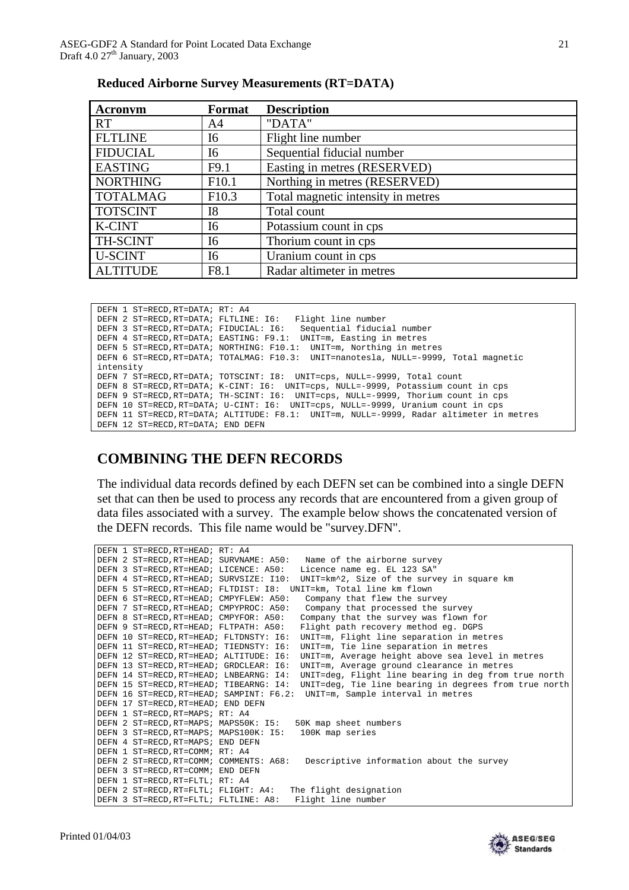**Reduced Airborne Survey Measurements (RT=DATA)**

| Acronym | Format | Description |
|---|---|---|
| RT | A4 | "DATA" |
| FLTLINE | I6 | Flight line number |
| FIDUCIAL | I6 | Sequential fiducial number |
| EASTING | F9.1 | Easting in metres (RESERVED) |
| NORTHING | F10.1 | Northing in metres (RESERVED) |
| TOTALMAG | F10.3 | Total magnetic intensity in metres |
| TOTSCINT | I8 | Total count |
| K-CINT | I6 | Potassium count in cps |
| TH-SCINT | I6 | Thorium count in cps |
| U-SCINT | I6 | Uranium count in cps |
| ALTITUDE | F8.1 | Radar altimeter in metres |

```
DEFN 1 ST=RECD,RT=DATA; RT: A4
DEFN 2 ST=RECD,RT=DATA; FLTLINE: I6:   Flight line number
DEFN 3 ST=RECD,RT=DATA; FIDUCIAL: I6:   Sequential fiducial number
DEFN 4 ST=RECD,RT=DATA; EASTING: F9.1:  UNIT=m, Easting in metres
DEFN 5 ST=RECD,RT=DATA; NORTHING: F10.1:  UNIT=m, Northing in metres
DEFN 6 ST=RECD,RT=DATA; TOTALMAG: F10.3:  UNIT=nanotesla, NULL=-9999, Total magnetic
intensity
DEFN 7 ST=RECD,RT=DATA; TOTSCINT: I8:  UNIT=cps, NULL=-9999, Total count
DEFN 8 ST=RECD,RT=DATA; K-CINT: I6:  UNIT=cps, NULL=-9999, Potassium count in cps
DEFN 9 ST=RECD,RT=DATA; TH-SCINT: I6:  UNIT=cps, NULL=-9999, Thorium count in cps
DEFN 10 ST=RECD,RT=DATA; U-CINT: I6:  UNIT=cps, NULL=-9999, Uranium count in cps
DEFN 11 ST=RECD,RT=DATA; ALTITUDE: F8.1:  UNIT=m, NULL=-9999, Radar altimeter in metres
DEFN 12 ST=RECD,RT=DATA; END DEFN
```

## COMBINING THE DEFN RECORDS

The individual data records defined by each DEFN set can be combined into a single DEFN set that can then be used to process any records that are encountered from a given group of data files associated with a survey. The example below shows the concatenated version of the DEFN records. This file name would be "survey.DFN".

```
DEFN 1 ST=RECD,RT=HEAD; RT: A4
DEFN 2 ST=RECD,RT=HEAD; SURVNAME: A50:   Name of the airborne survey
DEFN 3 ST=RECD,RT=HEAD; LICENCE: A50:   Licence name eg. EL 123 SA"
DEFN 4 ST=RECD,RT=HEAD; SURVSIZE: I10:  UNIT=km^2, Size of the survey in square km
DEFN 5 ST=RECD,RT=HEAD; FLTDIST: I8:  UNIT=km, Total line km flown
DEFN 6 ST=RECD,RT=HEAD; CMPYFLEW: A50:   Company that flew the survey
DEFN 7 ST=RECD,RT=HEAD; CMPYPROC: A50:   Company that processed the survey
DEFN 8 ST=RECD,RT=HEAD; CMPYFOR: A50:   Company that the survey was flown for
DEFN 9 ST=RECD,RT=HEAD; FLTPATH: A50:   Flight path recovery method eg. DGPS
DEFN 10 ST=RECD,RT=HEAD; FLTDNSTY: I6:  UNIT=m, Flight line separation in metres
DEFN 11 ST=RECD,RT=HEAD; TIEDNSTY: I6:  UNIT=m, Tie line separation in metres
DEFN 12 ST=RECD,RT=HEAD; ALTITUDE: I6:  UNIT=m, Average height above sea level in metres
DEFN 13 ST=RECD,RT=HEAD; GRDCLEAR: I6:  UNIT=m, Average ground clearance in metres
DEFN 14 ST=RECD,RT=HEAD; LNBEARNG: I4:  UNIT=deg, Flight line bearing in deg from true north
DEFN 15 ST=RECD,RT=HEAD; TIBEARNG: I4:  UNIT=deg, Tie line bearing in degrees from true north
DEFN 16 ST=RECD,RT=HEAD; SAMPINT: F6.2:  UNIT=m, Sample interval in metres
DEFN 17 ST=RECD,RT=HEAD; END DEFN
DEFN 1 ST=RECD,RT=MAPS; RT: A4
DEFN 2 ST=RECD,RT=MAPS; MAPS50K: I5:   50K map sheet numbers
DEFN 3 ST=RECD,RT=MAPS; MAPS100K: I5:   100K map series
DEFN 4 ST=RECD,RT=MAPS; END DEFN
DEFN 1 ST=RECD,RT=COMM; RT: A4
DEFN 2 ST=RECD,RT=COMM; COMMENTS: A68:   Descriptive information about the survey
DEFN 3 ST=RECD,RT=COMM; END DEFN
DEFN 1 ST=RECD,RT=FLTL; RT: A4
DEFN 2 ST=RECD,RT=FLTL; FLIGHT: A4:   The flight designation
DEFN 3 ST=RECD,RT=FLTL; FLTLINE: A8:   Flight line number
```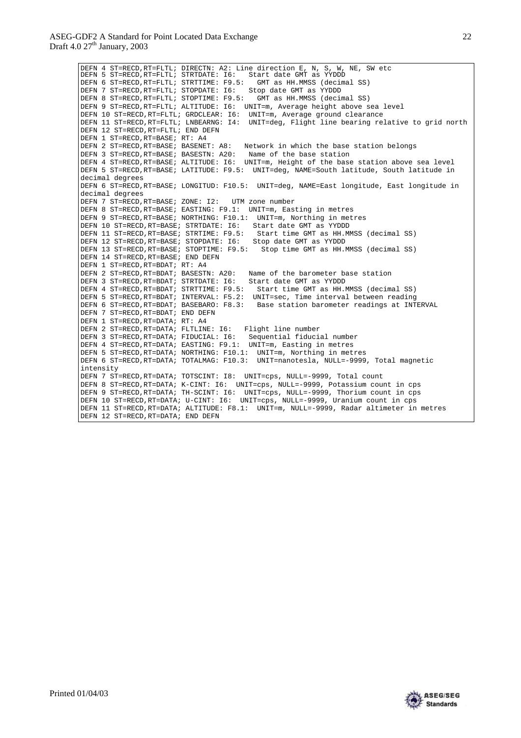```
DEFN 4 ST=RECD,RT=FLTL; DIRECTN: A2: Line direction E, N, S, W, NE, SW etc
DEFN 5 ST=RECD,RT=FLTL; STRTDATE: I6:   Start date GMT as YYDDD
DEFN 6 ST=RECD,RT=FLTL; STRTTIME: F9.5:   GMT as HH.MMSS (decimal SS)
DEFN 7 ST=RECD,RT=FLTL; STOPDATE: I6:   Stop date GMT as YYDDD
DEFN 8 ST=RECD,RT=FLTL; STOPTIME: F9.5:   GMT as HH.MMSS (decimal SS)
DEFN 9 ST=RECD,RT=FLTL; ALTITUDE: I6:  UNIT=m, Average height above sea level
DEFN 10 ST=RECD,RT=FLTL; GRDCLEAR: I6:  UNIT=m, Average ground clearance
DEFN 11 ST=RECD,RT=FLTL; LNBEARNG: I4:  UNIT=deg, Flight line bearing relative to grid north
DEFN 12 ST=RECD,RT=FLTL; END DEFN
DEFN 1 ST=RECD,RT=BASE; RT: A4
DEFN 2 ST=RECD,RT=BASE; BASENET: A8:   Network in which the base station belongs
DEFN 3 ST=RECD,RT=BASE; BASESTN: A20:   Name of the base station
DEFN 4 ST=RECD,RT=BASE; ALTITUDE: I6:  UNIT=m, Height of the base station above sea level
DEFN 5 ST=RECD,RT=BASE; LATITUDE: F9.5:  UNIT=deg, NAME=South latitude, South latitude in
decimal degrees
DEFN 6 ST=RECD,RT=BASE; LONGITUD: F10.5:  UNIT=deg, NAME=East longitude, East longitude in
decimal degrees
DEFN 7 ST=RECD,RT=BASE; ZONE: I2:   UTM zone number
DEFN 8 ST=RECD,RT=BASE; EASTING: F9.1:  UNIT=m, Easting in metres
DEFN 9 ST=RECD,RT=BASE; NORTHING: F10.1:  UNIT=m, Northing in metres
DEFN 10 ST=RECD,RT=BASE; STRTDATE: I6:   Start date GMT as YYDDD
DEFN 11 ST=RECD,RT=BASE; STRTTIME: F9.5:   Start time GMT as HH.MMSS (decimal SS)
DEFN 12 ST=RECD,RT=BASE; STOPDATE: I6:   Stop date GMT as YYDDD
DEFN 13 ST=RECD,RT=BASE; STOPTIME: F9.5:   Stop time GMT as HH.MMSS (decimal SS)
DEFN 14 ST=RECD,RT=BASE; END DEFN
DEFN 1 ST=RECD,RT=BDAT; RT: A4
DEFN 2 ST=RECD,RT=BDAT; BASESTN: A20:   Name of the barometer base station
DEFN 3 ST=RECD,RT=BDAT; STRTDATE: I6:   Start date GMT as YYDDD
DEFN 4 ST=RECD,RT=BDAT; STRTTIME: F9.5:   Start time GMT as HH.MMSS (decimal SS)
DEFN 5 ST=RECD,RT=BDAT; INTERVAL: F5.2:  UNIT=sec, Time interval between reading
DEFN 6 ST=RECD,RT=BDAT; BASEBARO: F8.3:   Base station barometer readings at INTERVAL
DEFN 7 ST=RECD,RT=BDAT; END DEFN
DEFN 1 ST=RECD,RT=DATA; RT: A4
DEFN 2 ST=RECD,RT=DATA; FLTLINE: I6:   Flight line number
DEFN 3 ST=RECD,RT=DATA; FIDUCIAL: I6:   Sequential fiducial number
DEFN 4 ST=RECD,RT=DATA; EASTING: F9.1:  UNIT=m, Easting in metres
DEFN 5 ST=RECD,RT=DATA; NORTHING: F10.1:  UNIT=m, Northing in metres
DEFN 6 ST=RECD,RT=DATA; TOTALMAG: F10.3:  UNIT=nanotesla, NULL=-9999, Total magnetic
intensity
DEFN 7 ST=RECD,RT=DATA; TOTSCINT: I8:  UNIT=cps, NULL=-9999, Total count
DEFN 8 ST=RECD,RT=DATA; K-CINT: I6:  UNIT=cps, NULL=-9999, Potassium count in cps
DEFN 9 ST=RECD,RT=DATA; TH-SCINT: I6:  UNIT=cps, NULL=-9999, Thorium count in cps
DEFN 10 ST=RECD,RT=DATA; U-CINT: I6:  UNIT=cps, NULL=-9999, Uranium count in cps
DEFN 11 ST=RECD,RT=DATA; ALTITUDE: F8.1:  UNIT=m, NULL=-9999, Radar altimeter in metres
DEFN 12 ST=RECD,RT=DATA; END DEFN
```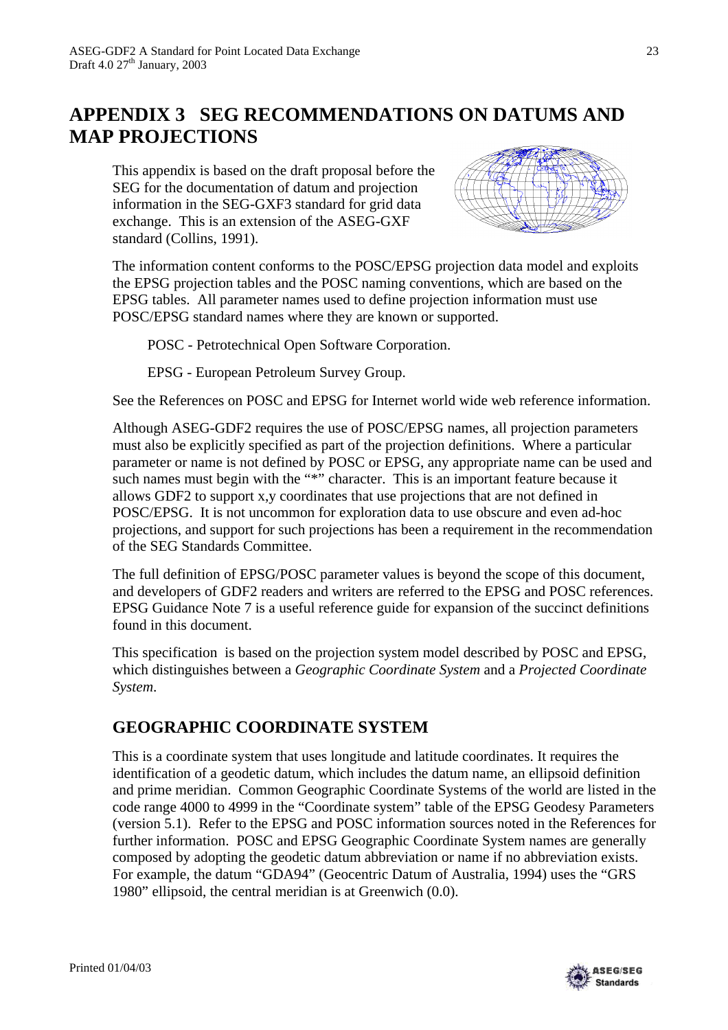# APPENDIX 3 SEG RECOMMENDATIONS ON DATUMS AND MAP PROJECTIONS

This appendix is based on the draft proposal before the SEG for the documentation of datum and projection information in the SEG-GXF3 standard for grid data exchange. This is an extension of the ASEG-GXF standard (Collins, 1991).

The information content conforms to the POSC/EPSG projection data model and exploits the EPSG projection tables and the POSC naming conventions, which are based on the EPSG tables. All parameter names used to define projection information must use POSC/EPSG standard names where they are known or supported.

POSC - Petrotechnical Open Software Corporation.

EPSG - European Petroleum Survey Group.

See the References on POSC and EPSG for Internet world wide web reference information.

Although ASEG-GDF2 requires the use of POSC/EPSG names, all projection parameters must also be explicitly specified as part of the projection definitions. Where a particular parameter or name is not defined by POSC or EPSG, any appropriate name can be used and such names must begin with the "*" character. This is an important feature because it allows GDF2 to support x,y coordinates that use projections that are not defined in POSC/EPSG. It is not uncommon for exploration data to use obscure and even ad-hoc projections, and support for such projections has been a requirement in the recommendation of the SEG Standards Committee.

The full definition of EPSG/POSC parameter values is beyond the scope of this document, and developers of GDF2 readers and writers are referred to the EPSG and POSC references. EPSG Guidance Note 7 is a useful reference guide for expansion of the succinct definitions found in this document.

This specification is based on the projection system model described by POSC and EPSG, which distinguishes between a *Geographic Coordinate System* and a *Projected Coordinate System*.

## GEOGRAPHIC COORDINATE SYSTEM

This is a coordinate system that uses longitude and latitude coordinates. It requires the identification of a geodetic datum, which includes the datum name, an ellipsoid definition and prime meridian. Common Geographic Coordinate Systems of the world are listed in the code range 4000 to 4999 in the "Coordinate system" table of the EPSG Geodesy Parameters (version 5.1). Refer to the EPSG and POSC information sources noted in the References for further information. POSC and EPSG Geographic Coordinate System names are generally composed by adopting the geodetic datum abbreviation or name if no abbreviation exists. For example, the datum "GDA94" (Geocentric Datum of Australia, 1994) uses the "GRS 1980" ellipsoid, the central meridian is at Greenwich (0.0).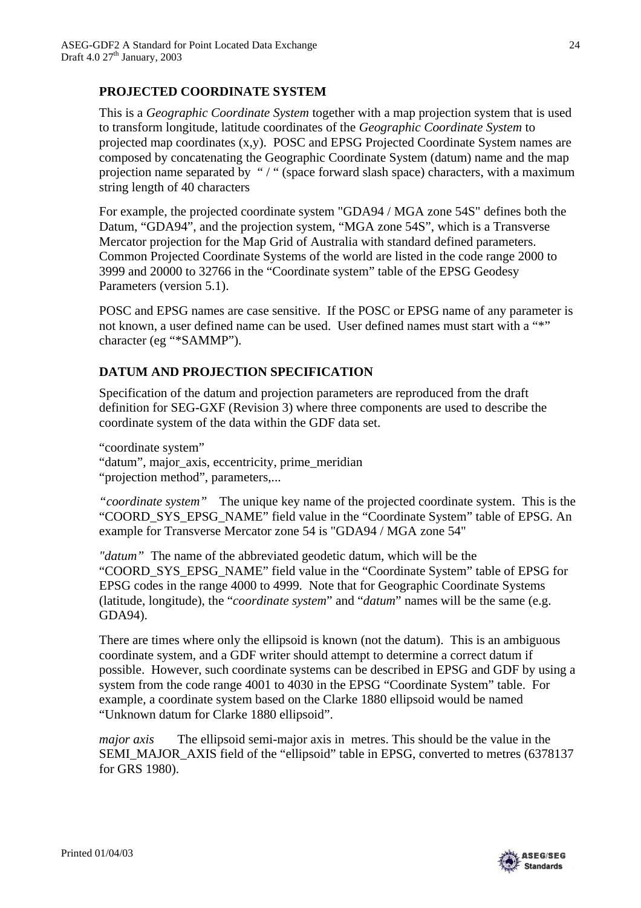**PROJECTED COORDINATE SYSTEM**

This is a *Geographic Coordinate System* together with a map projection system that is used to transform longitude, latitude coordinates of the *Geographic Coordinate System* to projected map coordinates (x,y).  POSC and EPSG Projected Coordinate System names are composed by concatenating the Geographic Coordinate System (datum) name and the map projection name separated by  " / " (space forward slash space) characters, with a maximum string length of 40 characters

For example, the projected coordinate system "GDA94 / MGA zone 54S" defines both the Datum, "GDA94", and the projection system, "MGA zone 54S", which is a Transverse Mercator projection for the Map Grid of Australia with standard defined parameters. Common Projected Coordinate Systems of the world are listed in the code range 2000 to 3999 and 20000 to 32766 in the "Coordinate system" table of the EPSG Geodesy Parameters (version 5.1).

POSC and EPSG names are case sensitive.  If the POSC or EPSG name of any parameter is not known, a user defined name can be used.  User defined names must start with a "*" character (eg "*SAMMP").

**DATUM AND PROJECTION SPECIFICATION**

Specification of the datum and projection parameters are reproduced from the draft definition for SEG-GXF (Revision 3) where three components are used to describe the coordinate system of the data within the GDF data set.

"coordinate system"
"datum", major_axis, eccentricity, prime_meridian
"projection method", parameters,...

*"coordinate system"*    The unique key name of the projected coordinate system.  This is the "COORD_SYS_EPSG_NAME" field value in the "Coordinate System" table of EPSG. An example for Transverse Mercator zone 54 is "GDA94 / MGA zone 54"

*"datum"*  The name of the abbreviated geodetic datum, which will be the "COORD_SYS_EPSG_NAME" field value in the "Coordinate System" table of EPSG for EPSG codes in the range 4000 to 4999.  Note that for Geographic Coordinate Systems (latitude, longitude), the "*coordinate system*" and "*datum*" names will be the same (e.g. GDA94).

There are times where only the ellipsoid is known (not the datum).  This is an ambiguous coordinate system, and a GDF writer should attempt to determine a correct datum if possible.  However, such coordinate systems can be described in EPSG and GDF by using a system from the code range 4001 to 4030 in the EPSG "Coordinate System" table.  For example, a coordinate system based on the Clarke 1880 ellipsoid would be named "Unknown datum for Clarke 1880 ellipsoid".

*major axis*       The ellipsoid semi-major axis in  metres. This should be the value in the SEMI_MAJOR_AXIS field of the "ellipsoid" table in EPSG, converted to metres (6378137 for GRS 1980).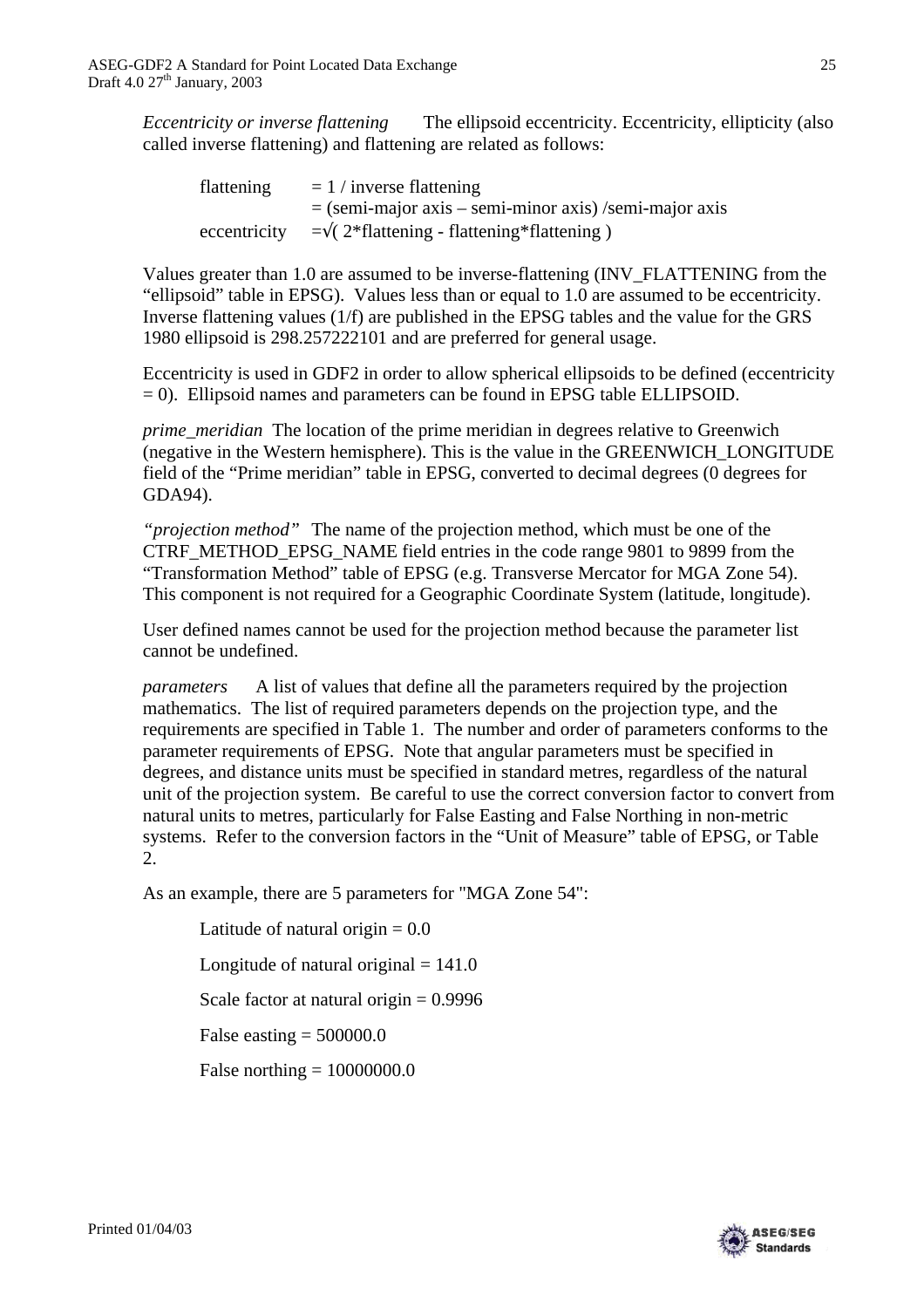*Eccentricity or inverse flattening* The ellipsoid eccentricity. Eccentricity, ellipticity (also called inverse flattening) and flattening are related as follows:

flattening = 1 / inverse flattening
= (semi-major axis – semi-minor axis) /semi-major axis
eccentricity =√( 2*flattening - flattening*flattening )

Values greater than 1.0 are assumed to be inverse-flattening (INV_FLATTENING from the "ellipsoid" table in EPSG). Values less than or equal to 1.0 are assumed to be eccentricity. Inverse flattening values (1/f) are published in the EPSG tables and the value for the GRS 1980 ellipsoid is 298.257222101 and are preferred for general usage.

Eccentricity is used in GDF2 in order to allow spherical ellipsoids to be defined (eccentricity = 0). Ellipsoid names and parameters can be found in EPSG table ELLIPSOID.

*prime_meridian* The location of the prime meridian in degrees relative to Greenwich (negative in the Western hemisphere). This is the value in the GREENWICH_LONGITUDE field of the "Prime meridian" table in EPSG, converted to decimal degrees (0 degrees for GDA94).

*"projection method"* The name of the projection method, which must be one of the CTRF_METHOD_EPSG_NAME field entries in the code range 9801 to 9899 from the "Transformation Method" table of EPSG (e.g. Transverse Mercator for MGA Zone 54). This component is not required for a Geographic Coordinate System (latitude, longitude).

User defined names cannot be used for the projection method because the parameter list cannot be undefined.

*parameters* A list of values that define all the parameters required by the projection mathematics. The list of required parameters depends on the projection type, and the requirements are specified in Table 1. The number and order of parameters conforms to the parameter requirements of EPSG. Note that angular parameters must be specified in degrees, and distance units must be specified in standard metres, regardless of the natural unit of the projection system. Be careful to use the correct conversion factor to convert from natural units to metres, particularly for False Easting and False Northing in non-metric systems. Refer to the conversion factors in the "Unit of Measure" table of EPSG, or Table 2.

As an example, there are 5 parameters for "MGA Zone 54":

Latitude of natural origin = 0.0

Longitude of natural original = 141.0

Scale factor at natural origin = 0.9996

False easting = 500000.0

False northing = 10000000.0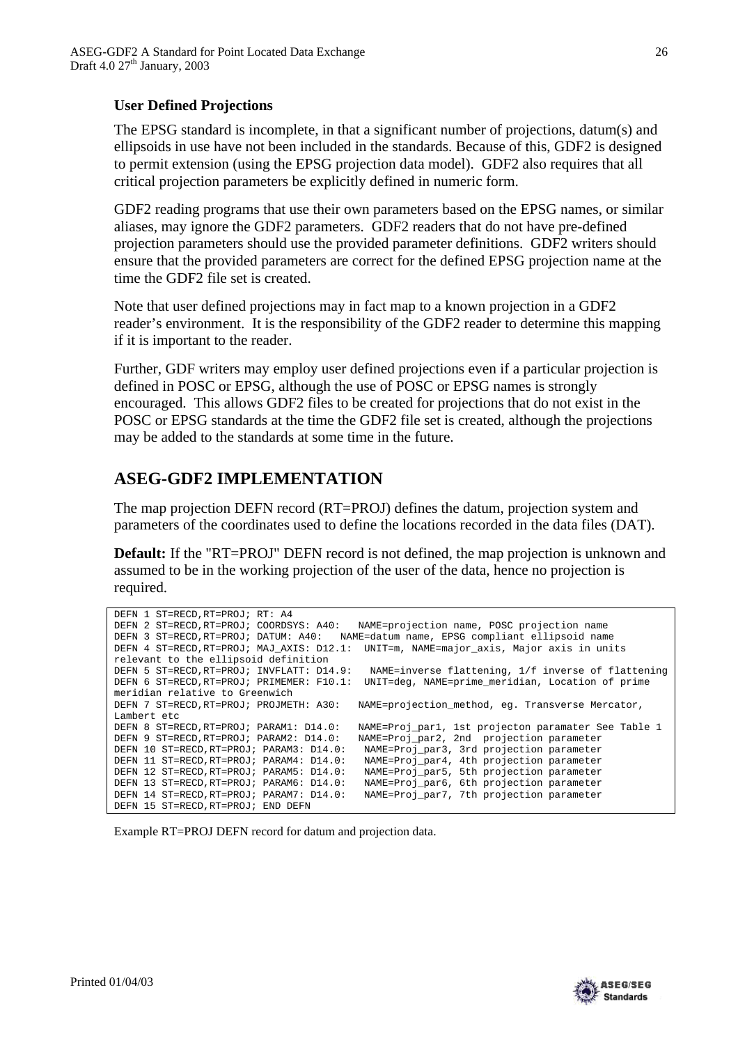### User Defined Projections

The EPSG standard is incomplete, in that a significant number of projections, datum(s) and ellipsoids in use have not been included in the standards. Because of this, GDF2 is designed to permit extension (using the EPSG projection data model). GDF2 also requires that all critical projection parameters be explicitly defined in numeric form.

GDF2 reading programs that use their own parameters based on the EPSG names, or similar aliases, may ignore the GDF2 parameters. GDF2 readers that do not have pre-defined projection parameters should use the provided parameter definitions. GDF2 writers should ensure that the provided parameters are correct for the defined EPSG projection name at the time the GDF2 file set is created.

Note that user defined projections may in fact map to a known projection in a GDF2 reader's environment. It is the responsibility of the GDF2 reader to determine this mapping if it is important to the reader.

Further, GDF writers may employ user defined projections even if a particular projection is defined in POSC or EPSG, although the use of POSC or EPSG names is strongly encouraged. This allows GDF2 files to be created for projections that do not exist in the POSC or EPSG standards at the time the GDF2 file set is created, although the projections may be added to the standards at some time in the future.

## ASEG-GDF2 IMPLEMENTATION

The map projection DEFN record (RT=PROJ) defines the datum, projection system and parameters of the coordinates used to define the locations recorded in the data files (DAT).

**Default:** If the "RT=PROJ" DEFN record is not defined, the map projection is unknown and assumed to be in the working projection of the user of the data, hence no projection is required.

```
DEFN 1 ST=RECD,RT=PROJ; RT: A4
DEFN 2 ST=RECD,RT=PROJ; COORDSYS: A40:   NAME=projection name, POSC projection name
DEFN 3 ST=RECD,RT=PROJ; DATUM: A40:   NAME=datum name, EPSG compliant ellipsoid name
DEFN 4 ST=RECD,RT=PROJ; MAJ_AXIS: D12.1:  UNIT=m, NAME=major_axis, Major axis in units
relevant to the ellipsoid definition
DEFN 5 ST=RECD,RT=PROJ; INVFLATT: D14.9:   NAME=inverse flattening, 1/f inverse of flattening
DEFN 6 ST=RECD,RT=PROJ; PRIMEMER: F10.1:  UNIT=deg, NAME=prime_meridian, Location of prime
meridian relative to Greenwich
DEFN 7 ST=RECD,RT=PROJ; PROJMETH: A30:   NAME=projection_method, eg. Transverse Mercator,
Lambert etc
DEFN 8 ST=RECD,RT=PROJ; PARAM1: D14.0:   NAME=Proj_par1, 1st projecton paramater See Table 1
DEFN 9 ST=RECD,RT=PROJ; PARAM2: D14.0:   NAME=Proj_par2, 2nd  projection parameter
DEFN 10 ST=RECD,RT=PROJ; PARAM3: D14.0:   NAME=Proj_par3, 3rd projection parameter
DEFN 11 ST=RECD,RT=PROJ; PARAM4: D14.0:   NAME=Proj_par4, 4th projection parameter
DEFN 12 ST=RECD,RT=PROJ; PARAM5: D14.0:   NAME=Proj_par5, 5th projection parameter
DEFN 13 ST=RECD,RT=PROJ; PARAM6: D14.0:   NAME=Proj_par6, 6th projection parameter
DEFN 14 ST=RECD,RT=PROJ; PARAM7: D14.0:   NAME=Proj_par7, 7th projection parameter
DEFN 15 ST=RECD,RT=PROJ; END DEFN
```

Example RT=PROJ DEFN record for datum and projection data.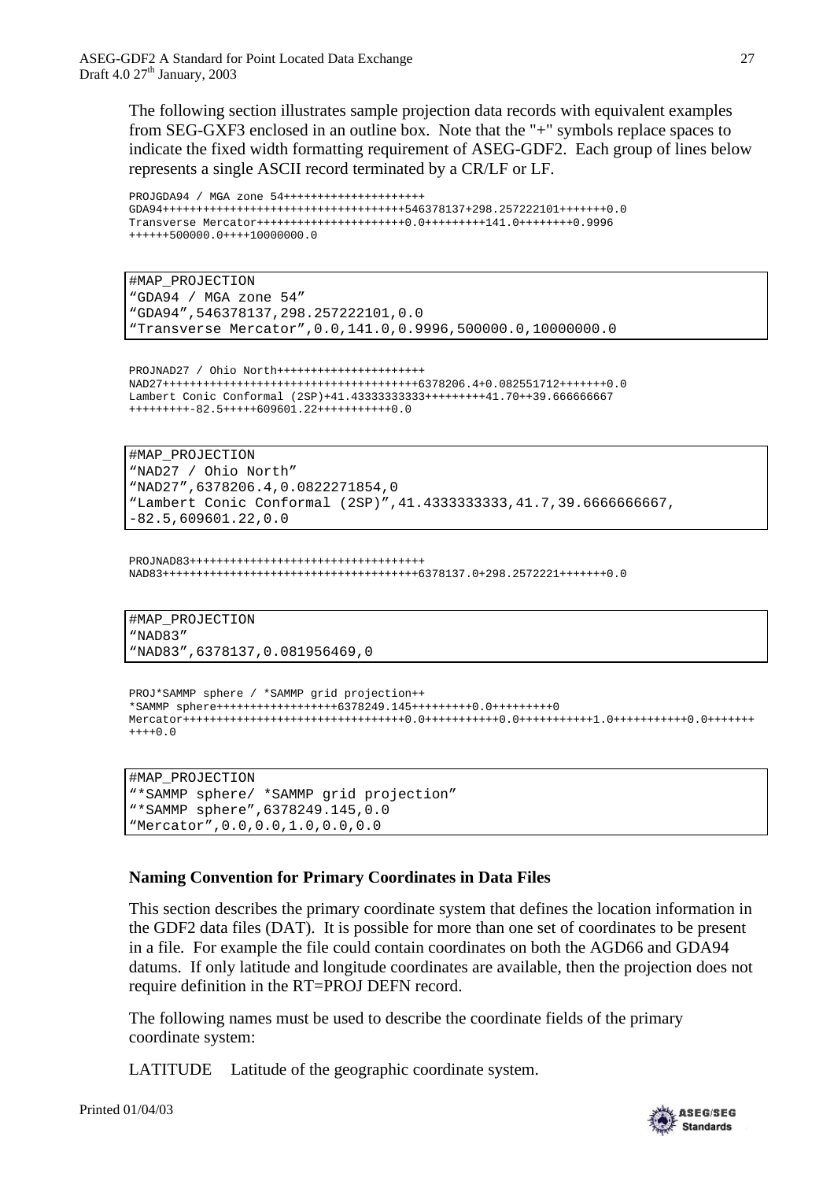The following section illustrates sample projection data records with equivalent examples from SEG-GXF3 enclosed in an outline box. Note that the "+" symbols replace spaces to indicate the fixed width formatting requirement of ASEG-GDF2. Each group of lines below represents a single ASCII record terminated by a CR/LF or LF.

```
PROJGDA94 / MGA zone 54+++++++++++++++++++++
GDA94+++++++++++++++++++++++++++++++++++++546378137+298.257222101+++++++0.0
Transverse Mercator+++++++++++++++++++++0.0+++++++++141.0++++++++0.9996
++++++500000.0++++10000000.0
```

```
#MAP_PROJECTION
"GDA94 / MGA zone 54"
"GDA94",546378137,298.257222101,0.0
"Transverse Mercator",0.0,141.0,0.9996,500000.0,10000000.0
```

```
PROJNAD27 / Ohio North+++++++++++++++++++++
NAD27+++++++++++++++++++++++++++++++++++++6378206.4+0.082551712+++++++0.0
Lambert Conic Conformal (2SP)+41.43333333333+++++++++41.70++39.666666667
+++++++++-82.5+++++609601.22+++++++++++0.0
```

```
#MAP_PROJECTION
"NAD27 / Ohio North"
"NAD27",6378206.4,0.0822271854,0
"Lambert Conic Conformal (2SP)",41.4333333333,41.7,39.6666666667,
-82.5,609601.22,0.0
```

```
PROJNAD83+++++++++++++++++++++++++++++++++++
NAD83+++++++++++++++++++++++++++++++++++++6378137.0+298.2572221+++++++0.0
```

```
#MAP_PROJECTION
"NAD83"
"NAD83",6378137,0.081956469,0
```

```
PROJ*SAMMP sphere / *SAMMP grid projection++
*SAMMP sphere+++++++++++++++++6378249.145+++++++++0.0+++++++++0
Mercator+++++++++++++++++++++++++++++++++0.0+++++++++++0.0+++++++++++1.0+++++++++++0.0+++++++
++++0.0
```

```
#MAP_PROJECTION
"*SAMMP sphere/ *SAMMP grid projection"
"*SAMMP sphere",6378249.145,0.0
"Mercator",0.0,0.0,1.0,0.0,0.0
```

**Naming Convention for Primary Coordinates in Data Files**

This section describes the primary coordinate system that defines the location information in the GDF2 data files (DAT). It is possible for more than one set of coordinates to be present in a file. For example the file could contain coordinates on both the AGD66 and GDA94 datums. If only latitude and longitude coordinates are available, then the projection does not require definition in the RT=PROJ DEFN record.

The following names must be used to describe the coordinate fields of the primary coordinate system:

LATITUDE Latitude of the geographic coordinate system.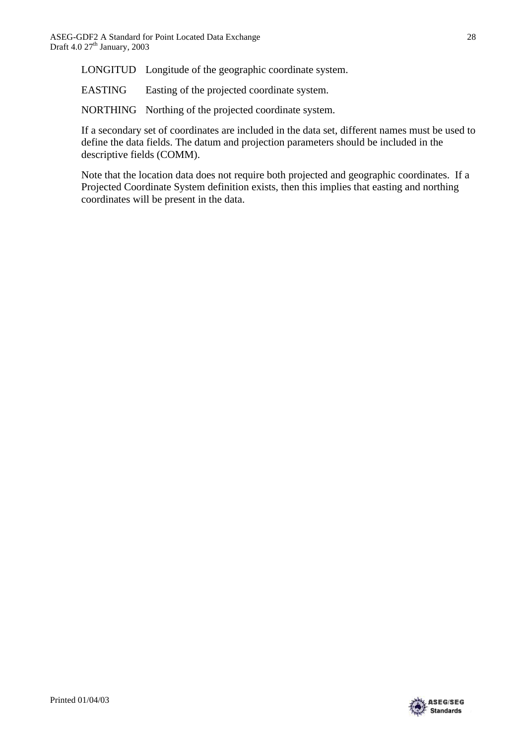LONGITUD Longitude of the geographic coordinate system.

EASTING Easting of the projected coordinate system.

NORTHING Northing of the projected coordinate system.

If a secondary set of coordinates are included in the data set, different names must be used to define the data fields. The datum and projection parameters should be included in the descriptive fields (COMM).

Note that the location data does not require both projected and geographic coordinates. If a Projected Coordinate System definition exists, then this implies that easting and northing coordinates will be present in the data.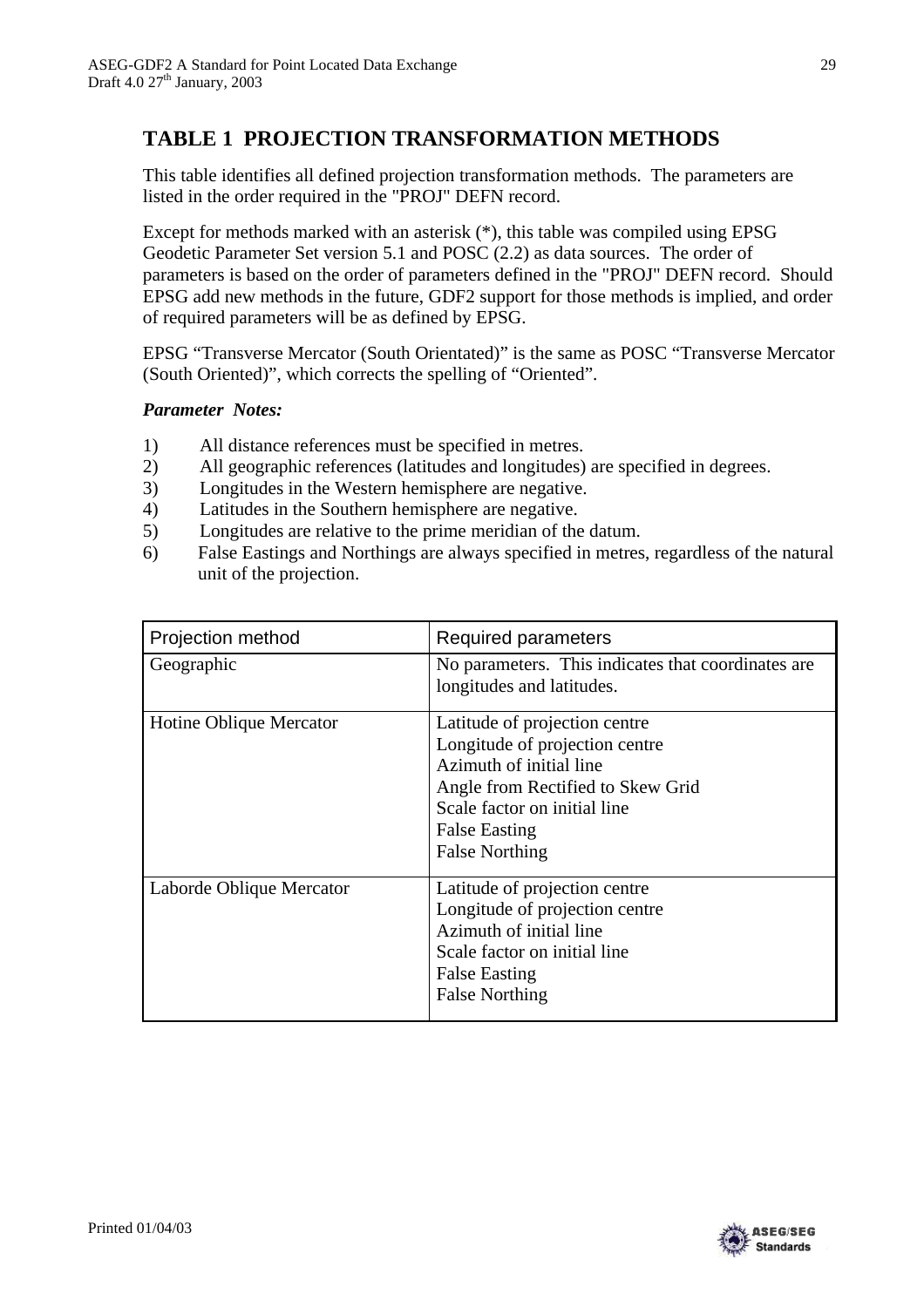## TABLE 1 PROJECTION TRANSFORMATION METHODS

This table identifies all defined projection transformation methods. The parameters are listed in the order required in the "PROJ" DEFN record.

Except for methods marked with an asterisk (*), this table was compiled using EPSG Geodetic Parameter Set version 5.1 and POSC (2.2) as data sources. The order of parameters is based on the order of parameters defined in the "PROJ" DEFN record. Should EPSG add new methods in the future, GDF2 support for those methods is implied, and order of required parameters will be as defined by EPSG.

EPSG "Transverse Mercator (South Orientated)" is the same as POSC "Transverse Mercator (South Oriented)", which corrects the spelling of "Oriented".

***Parameter Notes:***

1) All distance references must be specified in metres.
2) All geographic references (latitudes and longitudes) are specified in degrees.
3) Longitudes in the Western hemisphere are negative.
4) Latitudes in the Southern hemisphere are negative.
5) Longitudes are relative to the prime meridian of the datum.
6) False Eastings and Northings are always specified in metres, regardless of the natural unit of the projection.

| Projection method | Required parameters |
|---|---|
| Geographic | No parameters. This indicates that coordinates are longitudes and latitudes. |
| Hotine Oblique Mercator | Latitude of projection centre<br>Longitude of projection centre<br>Azimuth of initial line<br>Angle from Rectified to Skew Grid<br>Scale factor on initial line<br>False Easting<br>False Northing |
| Laborde Oblique Mercator | Latitude of projection centre<br>Longitude of projection centre<br>Azimuth of initial line<br>Scale factor on initial line<br>False Easting<br>False Northing |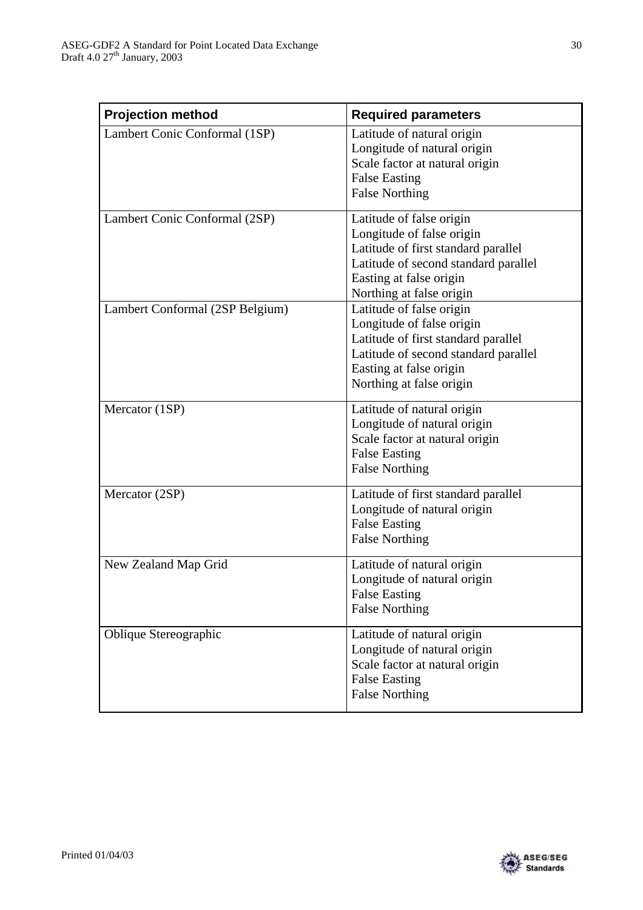| Projection method | Required parameters |
|---|---|
| Lambert Conic Conformal (1SP) | Latitude of natural origin<br>Longitude of natural origin<br>Scale factor at natural origin<br>False Easting<br>False Northing |
| Lambert Conic Conformal (2SP) | Latitude of false origin<br>Longitude of false origin<br>Latitude of first standard parallel<br>Latitude of second standard parallel<br>Easting at false origin<br>Northing at false origin |
| Lambert Conformal (2SP Belgium) | Latitude of false origin<br>Longitude of false origin<br>Latitude of first standard parallel<br>Latitude of second standard parallel<br>Easting at false origin<br>Northing at false origin |
| Mercator (1SP) | Latitude of natural origin<br>Longitude of natural origin<br>Scale factor at natural origin<br>False Easting<br>False Northing |
| Mercator (2SP) | Latitude of first standard parallel<br>Longitude of natural origin<br>False Easting<br>False Northing |
| New Zealand Map Grid | Latitude of natural origin<br>Longitude of natural origin<br>False Easting<br>False Northing |
| Oblique Stereographic | Latitude of natural origin<br>Longitude of natural origin<br>Scale factor at natural origin<br>False Easting<br>False Northing |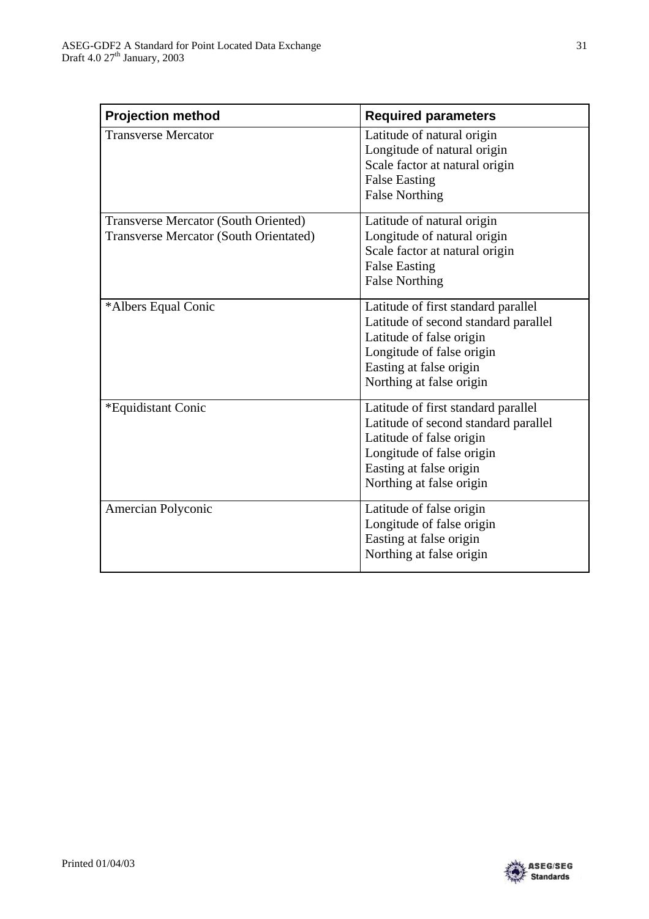| Projection method | Required parameters |
|---|---|
| Transverse Mercator | Latitude of natural origin<br>Longitude of natural origin<br>Scale factor at natural origin<br>False Easting<br>False Northing |
| Transverse Mercator (South Oriented)<br>Transverse Mercator (South Orientated) | Latitude of natural origin<br>Longitude of natural origin<br>Scale factor at natural origin<br>False Easting<br>False Northing |
| *Albers Equal Conic | Latitude of first standard parallel<br>Latitude of second standard parallel<br>Latitude of false origin<br>Longitude of false origin<br>Easting at false origin<br>Northing at false origin |
| *Equidistant Conic | Latitude of first standard parallel<br>Latitude of second standard parallel<br>Latitude of false origin<br>Longitude of false origin<br>Easting at false origin<br>Northing at false origin |
| Amercian Polyconic | Latitude of false origin<br>Longitude of false origin<br>Easting at false origin<br>Northing at false origin |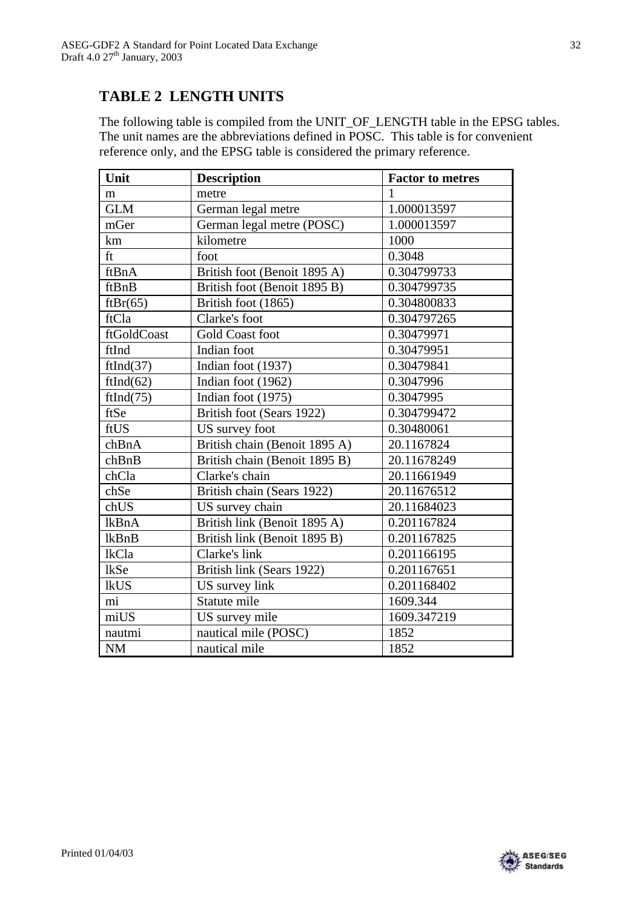## TABLE 2 LENGTH UNITS

The following table is compiled from the UNIT_OF_LENGTH table in the EPSG tables. The unit names are the abbreviations defined in POSC. This table is for convenient reference only, and the EPSG table is considered the primary reference.

| Unit | Description | Factor to metres |
|---|---|---|
| m | metre | 1 |
| GLM | German legal metre | 1.000013597 |
| mGer | German legal metre (POSC) | 1.000013597 |
| km | kilometre | 1000 |
| ft | foot | 0.3048 |
| ftBnA | British foot (Benoit 1895 A) | 0.304799733 |
| ftBnB | British foot (Benoit 1895 B) | 0.304799735 |
| ftBr(65) | British foot (1865) | 0.304800833 |
| ftCla | Clarke's foot | 0.304797265 |
| ftGoldCoast | Gold Coast foot | 0.30479971 |
| ftInd | Indian foot | 0.30479951 |
| ftInd(37) | Indian foot (1937) | 0.30479841 |
| ftInd(62) | Indian foot (1962) | 0.3047996 |
| ftInd(75) | Indian foot (1975) | 0.3047995 |
| ftSe | British foot (Sears 1922) | 0.304799472 |
| ftUS | US survey foot | 0.30480061 |
| chBnA | British chain (Benoit 1895 A) | 20.1167824 |
| chBnB | British chain (Benoit 1895 B) | 20.11678249 |
| chCla | Clarke's chain | 20.11661949 |
| chSe | British chain (Sears 1922) | 20.11676512 |
| chUS | US survey chain | 20.11684023 |
| lkBnA | British link (Benoit 1895 A) | 0.201167824 |
| lkBnB | British link (Benoit 1895 B) | 0.201167825 |
| lkCla | Clarke's link | 0.201166195 |
| lkSe | British link (Sears 1922) | 0.201167651 |
| lkUS | US survey link | 0.201168402 |
| mi | Statute mile | 1609.344 |
| miUS | US survey mile | 1609.347219 |
| nautmi | nautical mile (POSC) | 1852 |
| NM | nautical mile | 1852 |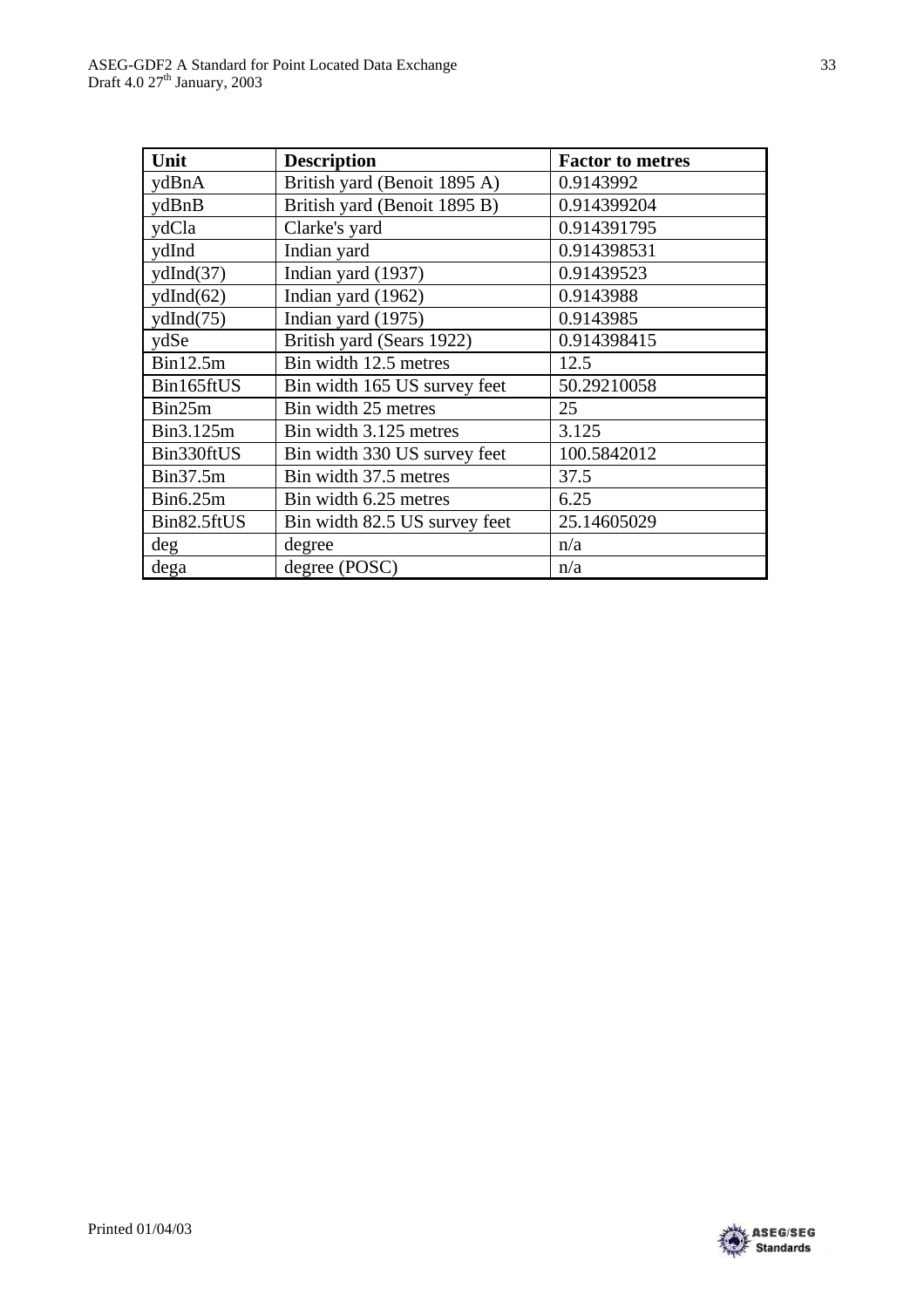| Unit | Description | Factor to metres |
|---|---|---|
| ydBnA | British yard (Benoit 1895 A) | 0.9143992 |
| ydBnB | British yard (Benoit 1895 B) | 0.914399204 |
| ydCla | Clarke's yard | 0.914391795 |
| ydInd | Indian yard | 0.914398531 |
| ydInd(37) | Indian yard (1937) | 0.91439523 |
| ydInd(62) | Indian yard (1962) | 0.9143988 |
| ydInd(75) | Indian yard (1975) | 0.9143985 |
| ydSe | British yard (Sears 1922) | 0.914398415 |
| Bin12.5m | Bin width 12.5 metres | 12.5 |
| Bin165ftUS | Bin width 165 US survey feet | 50.29210058 |
| Bin25m | Bin width 25 metres | 25 |
| Bin3.125m | Bin width 3.125 metres | 3.125 |
| Bin330ftUS | Bin width 330 US survey feet | 100.5842012 |
| Bin37.5m | Bin width 37.5 metres | 37.5 |
| Bin6.25m | Bin width 6.25 metres | 6.25 |
| Bin82.5ftUS | Bin width 82.5 US survey feet | 25.14605029 |
| deg | degree | n/a |
| dega | degree (POSC) | n/a |